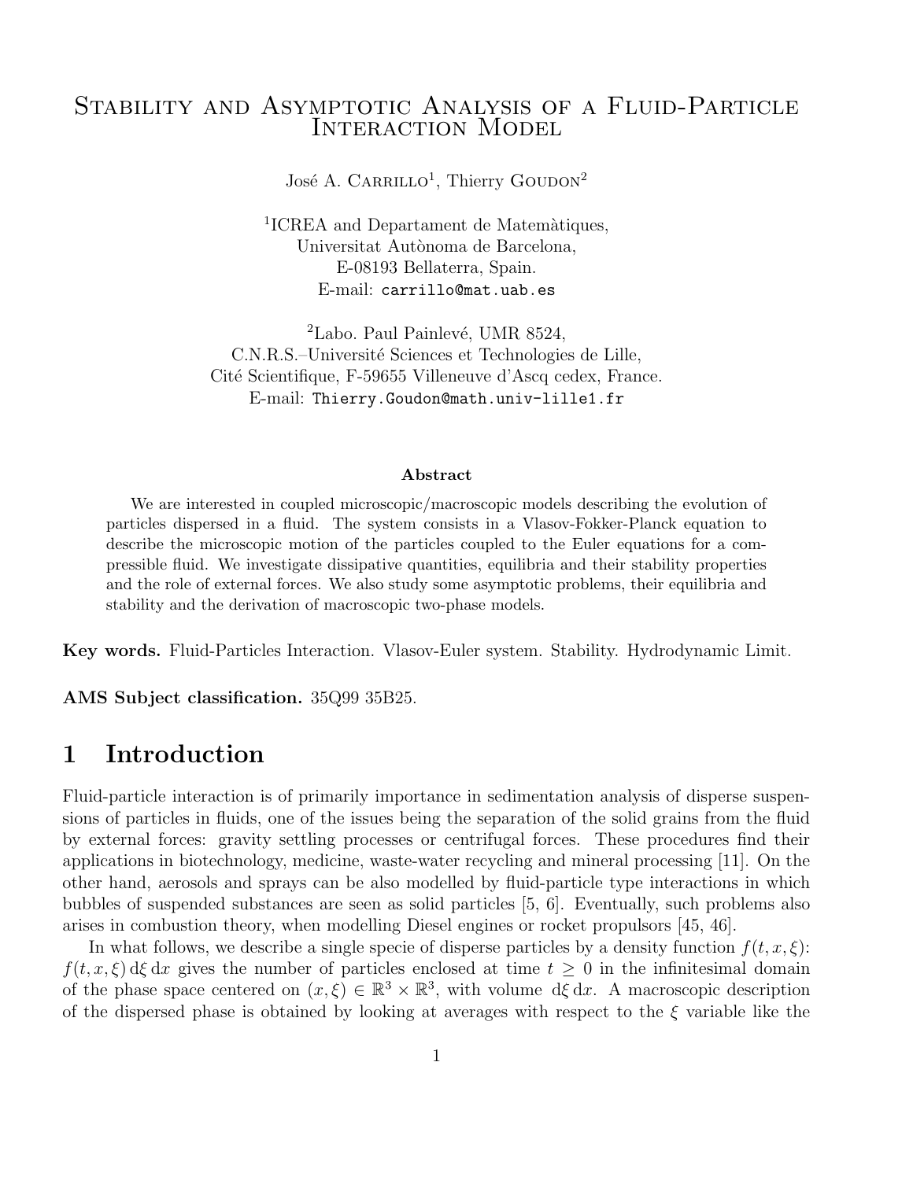# Stability and Asymptotic Analysis of a Fluid-Particle Interaction Model

José A. Carrillo[1], Thierry Goudon[2]

[1]ICREA and Departament de Matemàtiques,
Universitat Autònoma de Barcelona,
E-08193 Bellaterra, Spain.
E-mail: carrillo@mat.uab.es

[2]Labo. Paul Painlevé, UMR 8524,
C.N.R.S.–Université Sciences et Technologies de Lille,
Cité Scientifique, F-59655 Villeneuve d'Ascq cedex, France.
E-mail: Thierry.Goudon@math.univ-lille1.fr

**Abstract**

We are interested in coupled microscopic/macroscopic models describing the evolution of particles dispersed in a fluid. The system consists in a Vlasov-Fokker-Planck equation to describe the microscopic motion of the particles coupled to the Euler equations for a compressible fluid. We investigate dissipative quantities, equilibria and their stability properties and the role of external forces. We also study some asymptotic problems, their equilibria and stability and the derivation of macroscopic two-phase models.

**Key words.** Fluid-Particles Interaction. Vlasov-Euler system. Stability. Hydrodynamic Limit.

**AMS Subject classification.** 35Q99 35B25.

## 1 Introduction

Fluid-particle interaction is of primarily importance in sedimentation analysis of disperse suspensions of particles in fluids, one of the issues being the separation of the solid grains from the fluid by external forces: gravity settling processes or centrifugal forces. These procedures find their applications in biotechnology, medicine, waste-water recycling and mineral processing [11]. On the other hand, aerosols and sprays can be also modelled by fluid-particle type interactions in which bubbles of suspended substances are seen as solid particles [5, 6]. Eventually, such problems also arises in combustion theory, when modelling Diesel engines or rocket propulsors [45, 46].

In what follows, we describe a single specie of disperse particles by a density function $f(t, x, \xi)$: $f(t, x, \xi)\,\mathrm{d}\xi\,\mathrm{d}x$ gives the number of particles enclosed at time $t \geq 0$ in the infinitesimal domain of the phase space centered on $(x, \xi) \in \mathbb{R}^3 \times \mathbb{R}^3$, with volume $\mathrm{d}\xi\,\mathrm{d}x$. A macroscopic description of the dispersed phase is obtained by looking at averages with respect to the $\xi$ variable like the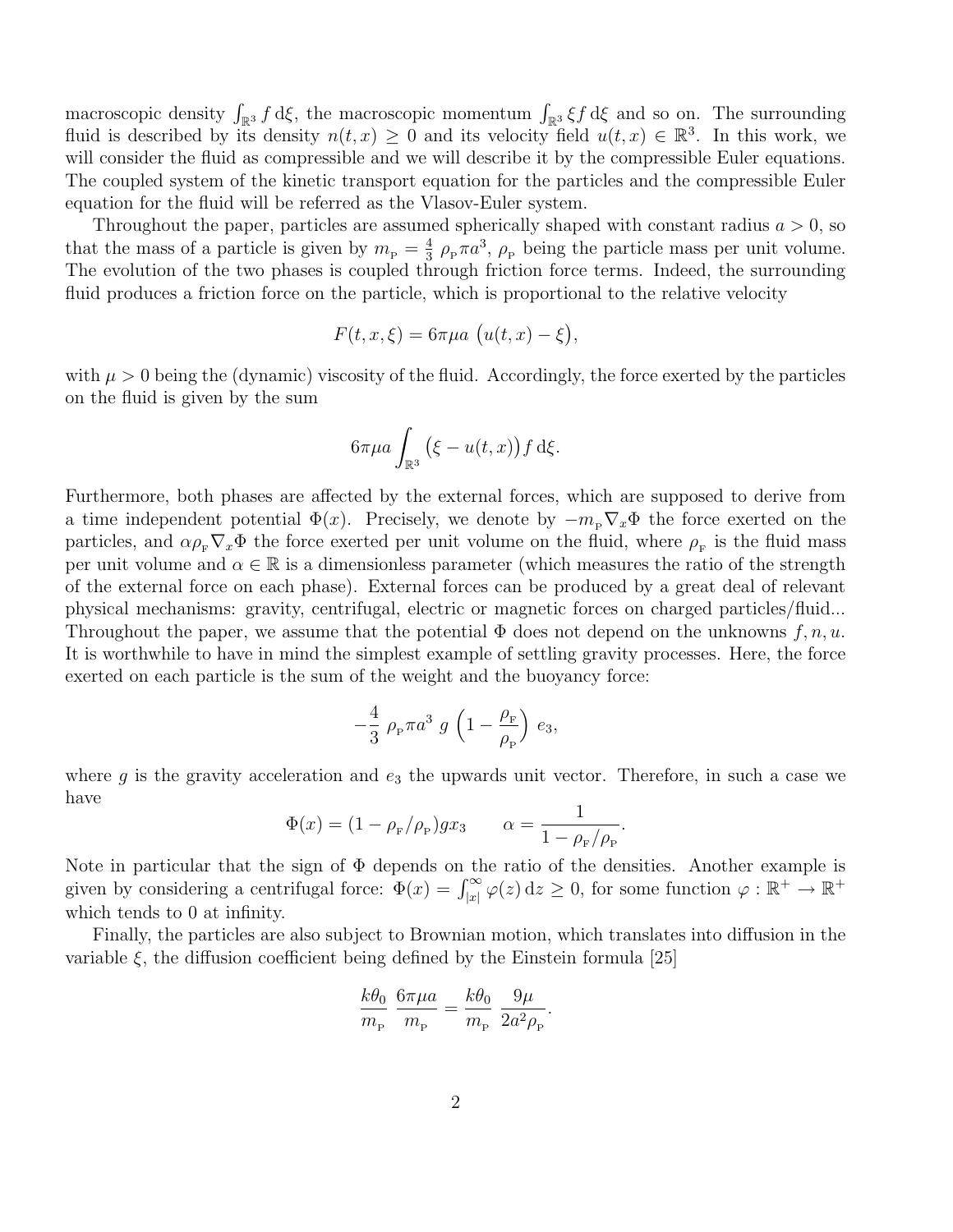macroscopic density $\int_{\mathbb{R}^3} f \, \mathrm{d}\xi$, the macroscopic momentum $\int_{\mathbb{R}^3} \xi f \, \mathrm{d}\xi$ and so on. The surrounding fluid is described by its density $n(t,x) \geq 0$ and its velocity field $u(t,x) \in \mathbb{R}^3$. In this work, we will consider the fluid as compressible and we will describe it by the compressible Euler equations. The coupled system of the kinetic transport equation for the particles and the compressible Euler equation for the fluid will be referred as the Vlasov-Euler system.

Throughout the paper, particles are assumed spherically shaped with constant radius $a > 0$, so that the mass of a particle is given by $m_{\text{P}} = \frac{4}{3}\,\rho_{\text{P}}\pi a^3$, $\rho_{\text{P}}$ being the particle mass per unit volume. The evolution of the two phases is coupled through friction force terms. Indeed, the surrounding fluid produces a friction force on the particle, which is proportional to the relative velocity

$$F(t,x,\xi) = 6\pi\mu a \,\big(u(t,x) - \xi\big),$$

with $\mu > 0$ being the (dynamic) viscosity of the fluid. Accordingly, the force exerted by the particles on the fluid is given by the sum

$$6\pi\mu a \int_{\mathbb{R}^3} \big(\xi - u(t,x)\big) f \, \mathrm{d}\xi.$$

Furthermore, both phases are affected by the external forces, which are supposed to derive from a time independent potential $\Phi(x)$. Precisely, we denote by $-m_{\text{P}}\nabla_x\Phi$ the force exerted on the particles, and $\alpha\rho_{\text{F}}\nabla_x\Phi$ the force exerted per unit volume on the fluid, where $\rho_{\text{F}}$ is the fluid mass per unit volume and $\alpha \in \mathbb{R}$ is a dimensionless parameter (which measures the ratio of the strength of the external force on each phase). External forces can be produced by a great deal of relevant physical mechanisms: gravity, centrifugal, electric or magnetic forces on charged particles/fluid... Throughout the paper, we assume that the potential $\Phi$ does not depend on the unknowns $f, n, u$. It is worthwhile to have in mind the simplest example of settling gravity processes. Here, the force exerted on each particle is the sum of the weight and the buoyancy force:

$$-\frac{4}{3}\,\rho_{\text{P}}\pi a^3 \; g\, \left(1 - \frac{\rho_{\text{F}}}{\rho_{\text{P}}}\right)\, e_3,$$

where $g$ is the gravity acceleration and $e_3$ the upwards unit vector. Therefore, in such a case we have

$$\Phi(x) = (1 - \rho_{\text{F}}/\rho_{\text{P}})g x_3 \qquad \alpha = \frac{1}{1 - \rho_{\text{F}}/\rho_{\text{P}}}.$$

Note in particular that the sign of $\Phi$ depends on the ratio of the densities. Another example is given by considering a centrifugal force: $\Phi(x) = \int_{|x|}^{\infty} \varphi(z)\, \mathrm{d}z \geq 0$, for some function $\varphi : \mathbb{R}^+ \to \mathbb{R}^+$ which tends to 0 at infinity.

Finally, the particles are also subject to Brownian motion, which translates into diffusion in the variable $\xi$, the diffusion coefficient being defined by the Einstein formula [25]

$$\frac{k\theta_0}{m_{\text{P}}}\;\frac{6\pi\mu a}{m_{\text{P}}} = \frac{k\theta_0}{m_{\text{P}}}\;\frac{9\mu}{2a^2\rho_{\text{P}}}.$$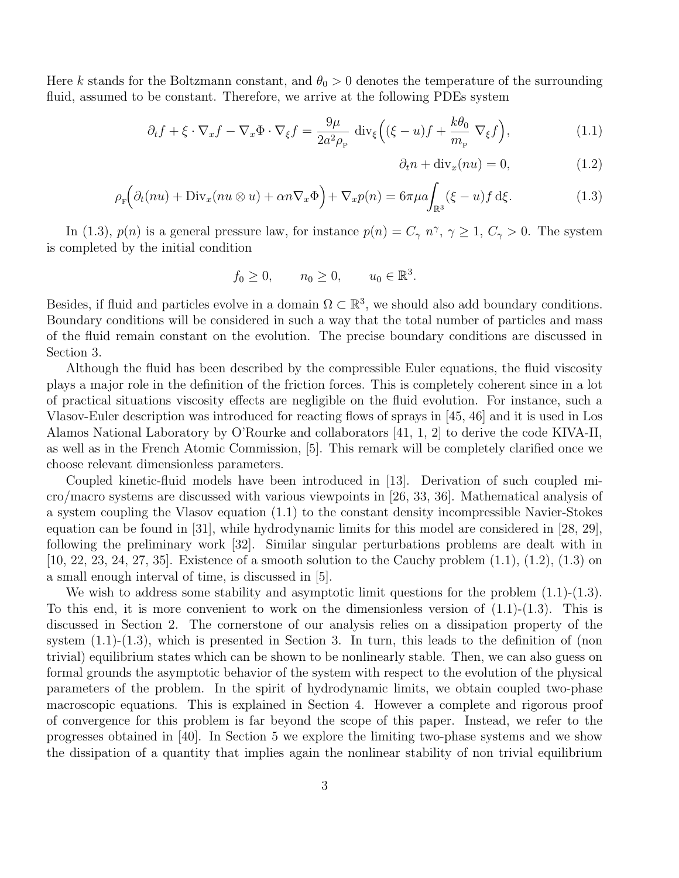Here $k$ stands for the Boltzmann constant, and $\theta_0 > 0$ denotes the temperature of the surrounding fluid, assumed to be constant. Therefore, we arrive at the following PDEs system

$$\partial_t f + \xi \cdot \nabla_x f - \nabla_x \Phi \cdot \nabla_\xi f = \frac{9\mu}{2a^2 \rho_{\text{P}}} \operatorname{div}_\xi \Big( (\xi - u) f + \frac{k\theta_0}{m_{\text{P}}} \nabla_\xi f \Big), \tag{1.1}$$

$$\partial_t n + \operatorname{div}_x (nu) = 0, \tag{1.2}$$

$$\rho_{\text{F}} \Big( \partial_t (nu) + \operatorname{Div}_x (nu \otimes u) + \alpha n \nabla_x \Phi \Big) + \nabla_x p(n) = 6\pi\mu a \int_{\mathbb{R}^3} (\xi - u) f \, \mathrm{d}\xi. \tag{1.3}$$

In (1.3), $p(n)$ is a general pressure law, for instance $p(n) = C_\gamma \, n^\gamma$, $\gamma \geq 1$, $C_\gamma > 0$. The system is completed by the initial condition

$$f_0 \geq 0, \qquad n_0 \geq 0, \qquad u_0 \in \mathbb{R}^3.$$

Besides, if fluid and particles evolve in a domain $\Omega \subset \mathbb{R}^3$, we should also add boundary conditions. Boundary conditions will be considered in such a way that the total number of particles and mass of the fluid remain constant on the evolution. The precise boundary conditions are discussed in Section 3.

Although the fluid has been described by the compressible Euler equations, the fluid viscosity plays a major role in the definition of the friction forces. This is completely coherent since in a lot of practical situations viscosity effects are negligible on the fluid evolution. For instance, such a Vlasov-Euler description was introduced for reacting flows of sprays in [45, 46] and it is used in Los Alamos National Laboratory by O'Rourke and collaborators [41, 1, 2] to derive the code KIVA-II, as well as in the French Atomic Commission, [5]. This remark will be completely clarified once we choose relevant dimensionless parameters.

Coupled kinetic-fluid models have been introduced in [13]. Derivation of such coupled micro/macro systems are discussed with various viewpoints in [26, 33, 36]. Mathematical analysis of a system coupling the Vlasov equation (1.1) to the constant density incompressible Navier-Stokes equation can be found in [31], while hydrodynamic limits for this model are considered in [28, 29], following the preliminary work [32]. Similar singular perturbations problems are dealt with in [10, 22, 23, 24, 27, 35]. Existence of a smooth solution to the Cauchy problem (1.1), (1.2), (1.3) on a small enough interval of time, is discussed in [5].

We wish to address some stability and asymptotic limit questions for the problem (1.1)-(1.3). To this end, it is more convenient to work on the dimensionless version of (1.1)-(1.3). This is discussed in Section 2. The cornerstone of our analysis relies on a dissipation property of the system (1.1)-(1.3), which is presented in Section 3. In turn, this leads to the definition of (non trivial) equilibrium states which can be shown to be nonlinearly stable. Then, we can also guess on formal grounds the asymptotic behavior of the system with respect to the evolution of the physical parameters of the problem. In the spirit of hydrodynamic limits, we obtain coupled two-phase macroscopic equations. This is explained in Section 4. However a complete and rigorous proof of convergence for this problem is far beyond the scope of this paper. Instead, we refer to the progresses obtained in [40]. In Section 5 we explore the limiting two-phase systems and we show the dissipation of a quantity that implies again the nonlinear stability of non trivial equilibrium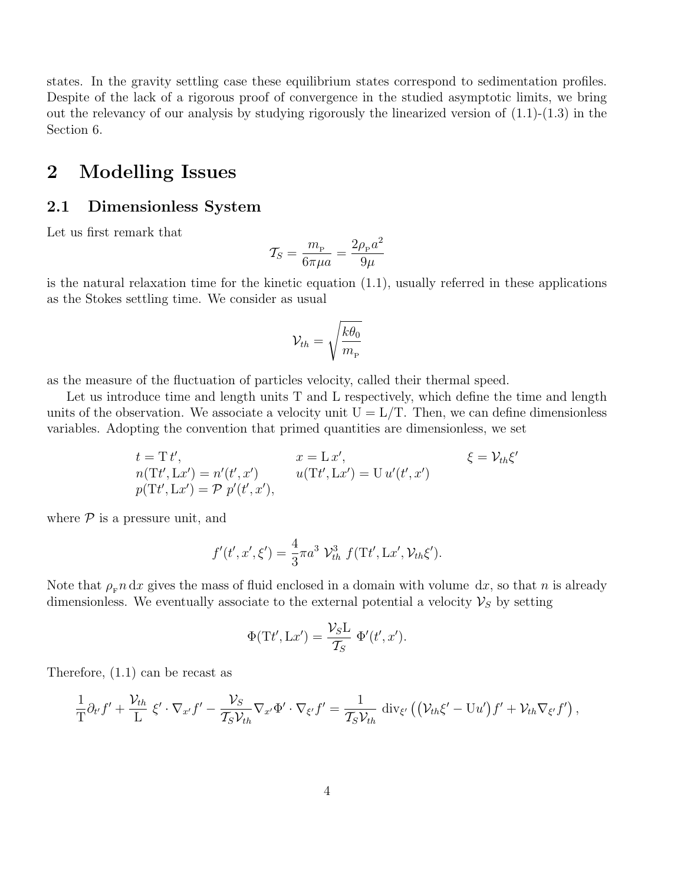states. In the gravity settling case these equilibrium states correspond to sedimentation profiles. Despite of the lack of a rigorous proof of convergence in the studied asymptotic limits, we bring out the relevancy of our analysis by studying rigorously the linearized version of (1.1)-(1.3) in the Section 6.

# 2 Modelling Issues

## 2.1 Dimensionless System

Let us first remark that

$$\mathcal{T}_S = \frac{m_{\mathrm{P}}}{6\pi\mu a} = \frac{2\rho_{\mathrm{P}} a^2}{9\mu}$$

is the natural relaxation time for the kinetic equation (1.1), usually referred in these applications as the Stokes settling time. We consider as usual

$$\mathcal{V}_{th} = \sqrt{\frac{k\theta_0}{m_{\mathrm{P}}}}$$

as the measure of the fluctuation of particles velocity, called their thermal speed.

Let us introduce time and length units T and L respectively, which define the time and length units of the observation. We associate a velocity unit $\mathrm{U} = \mathrm{L}/\mathrm{T}$. Then, we can define dimensionless variables. Adopting the convention that primed quantities are dimensionless, we set

$$\begin{array}{lll}
t = \mathrm{T}\, t', & x = \mathrm{L}\, x', & \xi = \mathcal{V}_{th}\xi' \\
n(\mathrm{T}t', \mathrm{L}x') = n'(t', x') & u(\mathrm{T}t', \mathrm{L}x') = \mathrm{U}\, u'(t', x') & \\
p(\mathrm{T}t', \mathrm{L}x') = \mathcal{P}\ p'(t', x'), & &
\end{array}$$

where $\mathcal{P}$ is a pressure unit, and

$$f'(t', x', \xi') = \frac{4}{3}\pi a^3\ \mathcal{V}_{th}^3\ f(\mathrm{T}t', \mathrm{L}x', \mathcal{V}_{th}\xi').$$

Note that $\rho_{\mathrm{F}} n\, \mathrm{d}x$ gives the mass of fluid enclosed in a domain with volume $\mathrm{d}x$, so that $n$ is already dimensionless. We eventually associate to the external potential a velocity $\mathcal{V}_S$ by setting

$$\Phi(\mathrm{T}t', \mathrm{L}x') = \frac{\mathcal{V}_S \mathrm{L}}{\mathcal{T}_S}\ \Phi'(t', x').$$

Therefore, (1.1) can be recast as

$$\frac{1}{\mathrm{T}}\partial_{t'} f' + \frac{\mathcal{V}_{th}}{\mathrm{L}}\ \xi' \cdot \nabla_{x'} f' - \frac{\mathcal{V}_S}{\mathcal{T}_S \mathcal{V}_{th}} \nabla_{x'}\Phi' \cdot \nabla_{\xi'} f' = \frac{1}{\mathcal{T}_S \mathcal{V}_{th}}\ \mathrm{div}_{\xi'}\left(\left(\mathcal{V}_{th}\xi' - \mathrm{U}u'\right) f' + \mathcal{V}_{th}\nabla_{\xi'} f'\right),$$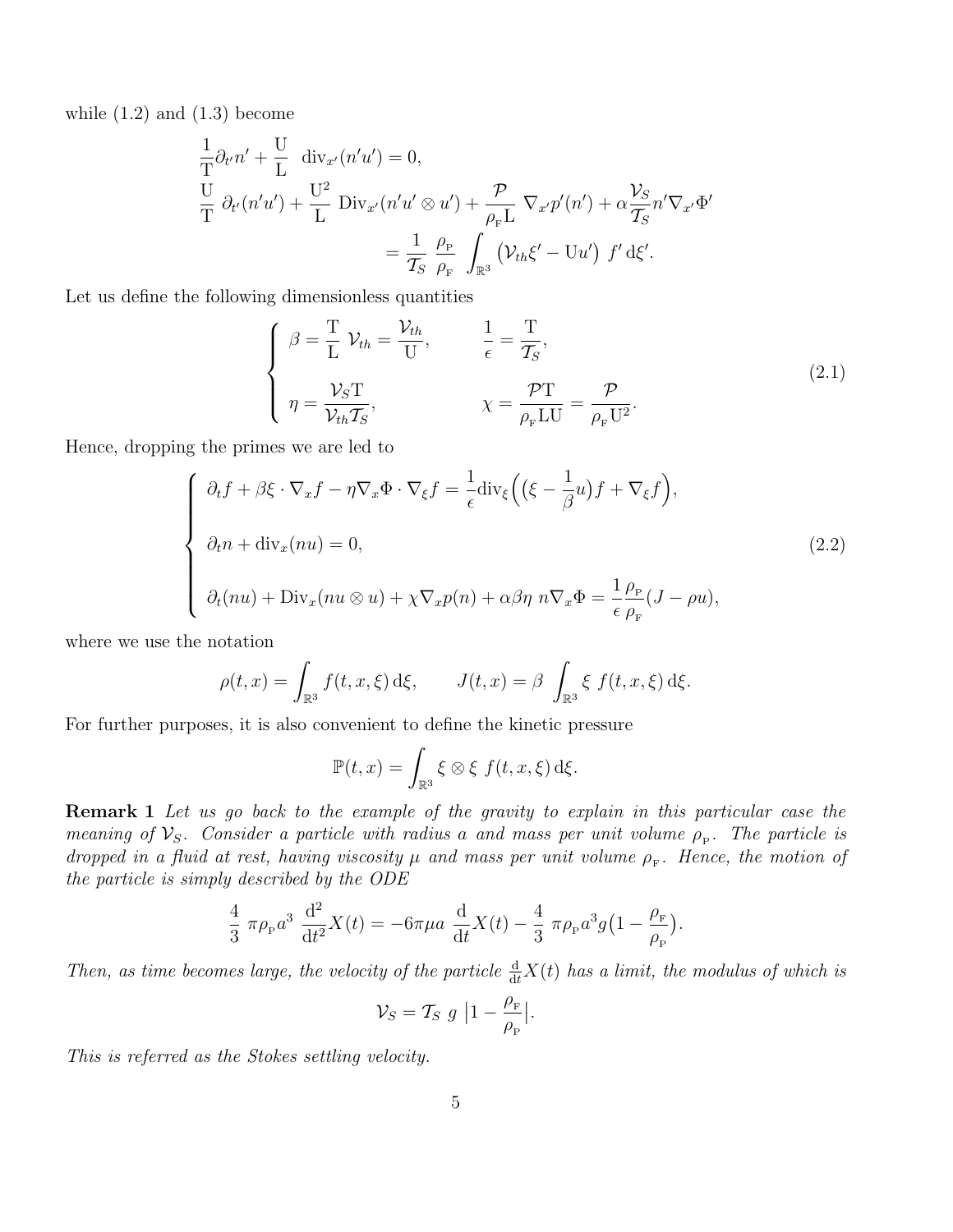while (1.2) and (1.3) become

$$
\begin{aligned}
&\frac{1}{\mathrm{T}}\partial_{t'} n' + \frac{\mathrm{U}}{\mathrm{L}} \ \mathrm{div}_{x'}(n'u') = 0,\\
&\frac{\mathrm{U}}{\mathrm{T}} \ \partial_{t'}(n'u') + \frac{\mathrm{U}^2}{\mathrm{L}} \ \mathrm{Div}_{x'}(n'u' \otimes u') + \frac{\mathcal{P}}{\rho_{\mathrm{F}}\mathrm{L}} \ \nabla_{x'} p'(n') + \alpha \frac{\mathcal{V}_S}{\mathcal{T}_S} n' \nabla_{x'} \Phi' \\
&\qquad\qquad = \frac{1}{\mathcal{T}_S} \ \frac{\rho_{\mathrm{P}}}{\rho_{\mathrm{F}}} \ \int_{\mathbb{R}^3} \big(\mathcal{V}_{th}\xi' - \mathrm{U}u'\big) \ f' \,\mathrm{d}\xi'.
\end{aligned}
$$

Let us define the following dimensionless quantities

$$
\left\{
\begin{aligned}
&\beta = \frac{\mathrm{T}}{\mathrm{L}} \ \mathcal{V}_{th} = \frac{\mathcal{V}_{th}}{\mathrm{U}}, \qquad && \frac{1}{\epsilon} = \frac{\mathrm{T}}{\mathcal{T}_S},\\
&\eta = \frac{\mathcal{V}_S \mathrm{T}}{\mathcal{V}_{th}\mathcal{T}_S}, && \chi = \frac{\mathcal{P}\mathrm{T}}{\rho_{\mathrm{F}}\mathrm{LU}} = \frac{\mathcal{P}}{\rho_{\mathrm{F}}\mathrm{U}^2}.
\end{aligned}
\right.
\tag{2.1}
$$

Hence, dropping the primes we are led to

$$
\left\{
\begin{aligned}
&\partial_t f + \beta \xi \cdot \nabla_x f - \eta \nabla_x \Phi \cdot \nabla_\xi f = \frac{1}{\epsilon} \mathrm{div}_\xi \Big( \big(\xi - \frac{1}{\beta} u\big) f + \nabla_\xi f \Big),\\
&\partial_t n + \mathrm{div}_x(nu) = 0,\\
&\partial_t(nu) + \mathrm{Div}_x(nu \otimes u) + \chi \nabla_x p(n) + \alpha\beta\eta \ n \nabla_x \Phi = \frac{1}{\epsilon} \frac{\rho_{\mathrm{P}}}{\rho_{\mathrm{F}}} (J - \rho u),
\end{aligned}
\right.
\tag{2.2}
$$

where we use the notation

$$
\rho(t,x) = \int_{\mathbb{R}^3} f(t,x,\xi) \,\mathrm{d}\xi, \qquad J(t,x) = \beta \ \int_{\mathbb{R}^3} \xi \ f(t,x,\xi) \,\mathrm{d}\xi.
$$

For further purposes, it is also convenient to define the kinetic pressure

$$
\mathbb{P}(t,x) = \int_{\mathbb{R}^3} \xi \otimes \xi \ f(t,x,\xi) \,\mathrm{d}\xi.
$$

**Remark 1** *Let us go back to the example of the gravity to explain in this particular case the meaning of $\mathcal{V}_S$. Consider a particle with radius $a$ and mass per unit volume $\rho_{\mathrm{P}}$. The particle is dropped in a fluid at rest, having viscosity $\mu$ and mass per unit volume $\rho_{\mathrm{F}}$. Hence, the motion of the particle is simply described by the ODE*

$$
\frac{4}{3} \ \pi \rho_{\mathrm{P}} a^3 \ \frac{\mathrm{d}^2}{\mathrm{d}t^2} X(t) = -6\pi\mu a \ \frac{\mathrm{d}}{\mathrm{d}t} X(t) - \frac{4}{3} \ \pi \rho_{\mathrm{P}} a^3 g \big(1 - \frac{\rho_{\mathrm{F}}}{\rho_{\mathrm{P}}}\big).
$$

*Then, as time becomes large, the velocity of the particle $\frac{\mathrm{d}}{\mathrm{d}t} X(t)$ has a limit, the modulus of which is*

$$
\mathcal{V}_S = \mathcal{T}_S \ g \ \big|1 - \frac{\rho_{\mathrm{F}}}{\rho_{\mathrm{P}}}\big|.
$$

*This is referred as the Stokes settling velocity.*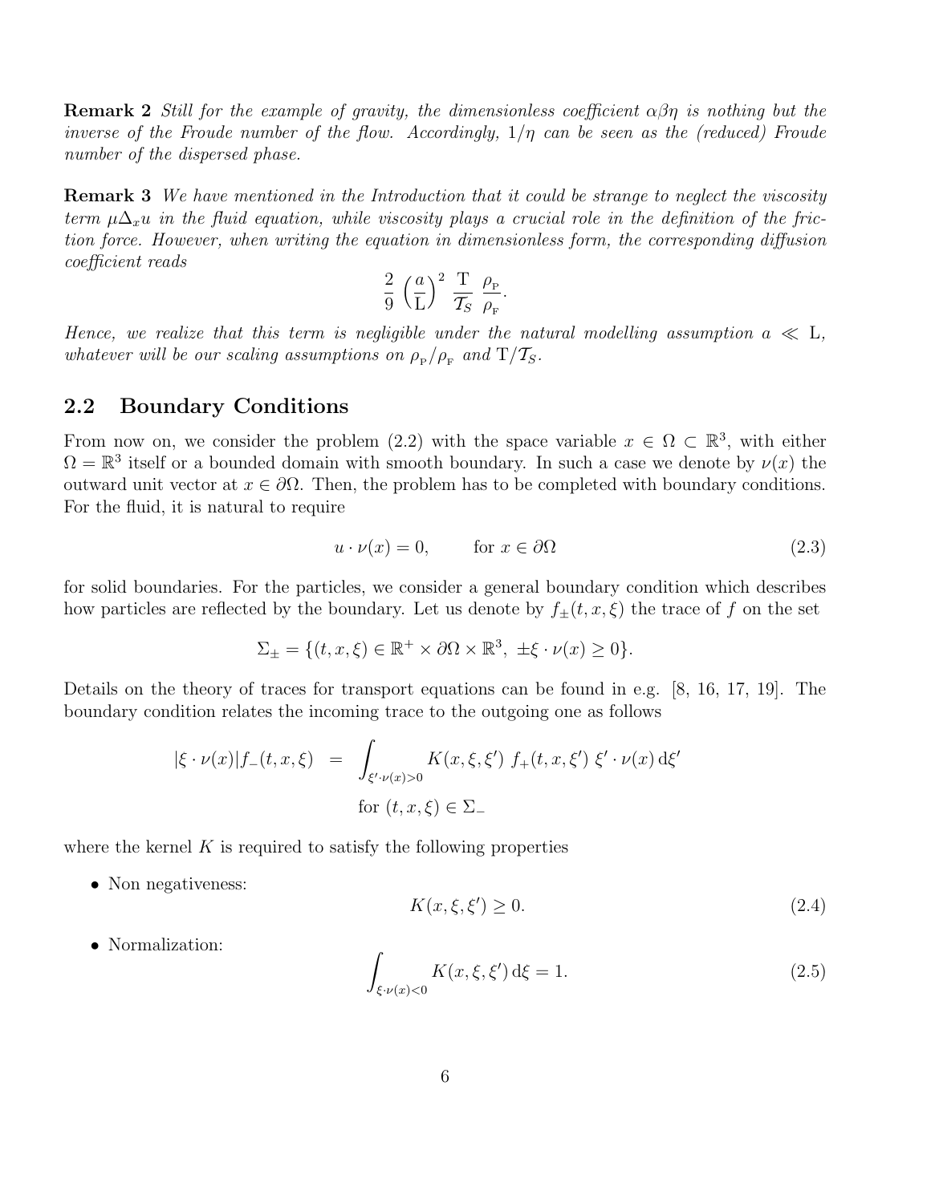**Remark 2** *Still for the example of gravity, the dimensionless coefficient $\alpha\beta\eta$ is nothing but the inverse of the Froude number of the flow. Accordingly, $1/\eta$ can be seen as the (reduced) Froude number of the dispersed phase.*

**Remark 3** *We have mentioned in the Introduction that it could be strange to neglect the viscosity term $\mu\Delta_x u$ in the fluid equation, while viscosity plays a crucial role in the definition of the friction force. However, when writing the equation in dimensionless form, the corresponding diffusion coefficient reads*

$$\frac{2}{9}\left(\frac{a}{\mathrm{L}}\right)^2 \frac{\mathrm{T}}{\mathcal{T}_S}\ \frac{\rho_{\mathrm{P}}}{\rho_{\mathrm{F}}}.$$

*Hence, we realize that this term is negligible under the natural modelling assumption $a \ll \mathrm{L}$, whatever will be our scaling assumptions on $\rho_{\mathrm{P}}/\rho_{\mathrm{F}}$ and $\mathrm{T}/\mathcal{T}_S$.*

## 2.2 Boundary Conditions

From now on, we consider the problem (2.2) with the space variable $x \in \Omega \subset \mathbb{R}^3$, with either $\Omega = \mathbb{R}^3$ itself or a bounded domain with smooth boundary. In such a case we denote by $\nu(x)$ the outward unit vector at $x \in \partial\Omega$. Then, the problem has to be completed with boundary conditions. For the fluid, it is natural to require

$$u \cdot \nu(x) = 0, \qquad \text{for } x \in \partial\Omega \tag{2.3}$$

for solid boundaries. For the particles, we consider a general boundary condition which describes how particles are reflected by the boundary. Let us denote by $f_\pm(t, x, \xi)$ the trace of $f$ on the set

$$\Sigma_\pm = \{(t, x, \xi) \in \mathbb{R}^+ \times \partial\Omega \times \mathbb{R}^3,\ \pm\xi \cdot \nu(x) \geq 0\}.$$

Details on the theory of traces for transport equations can be found in e.g. [8, 16, 17, 19]. The boundary condition relates the incoming trace to the outgoing one as follows

$$|\xi \cdot \nu(x)| f_-(t, x, \xi) = \int_{\xi'\cdot\nu(x)>0} K(x, \xi, \xi')\ f_+(t, x, \xi')\ \xi' \cdot \nu(x)\, \mathrm{d}\xi' \qquad \text{for } (t, x, \xi) \in \Sigma_-$$

where the kernel $K$ is required to satisfy the following properties

- Non negativeness:

$$K(x, \xi, \xi') \geq 0. \tag{2.4}$$

- Normalization:

$$\int_{\xi\cdot\nu(x)<0} K(x, \xi, \xi')\, \mathrm{d}\xi = 1. \tag{2.5}$$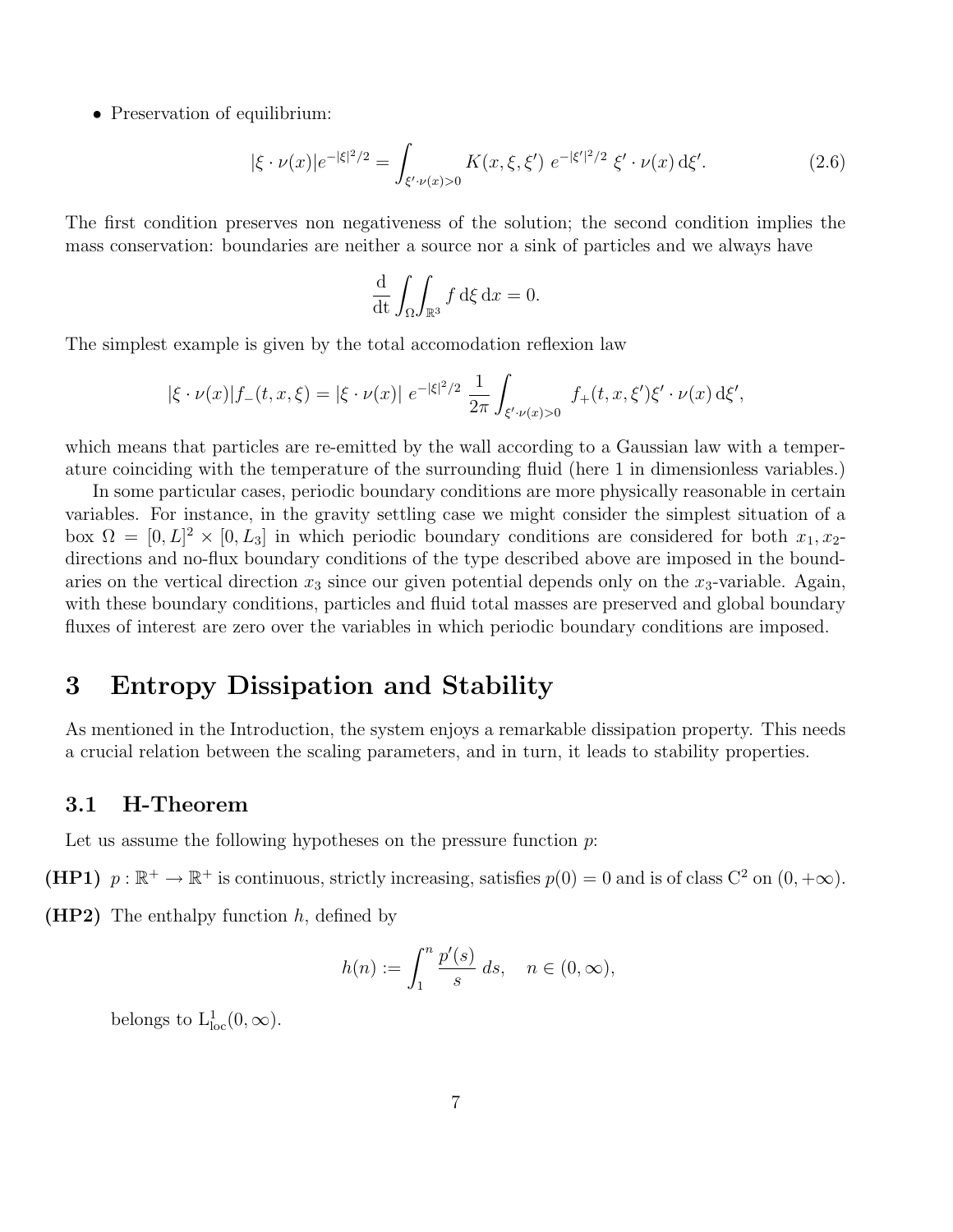- Preservation of equilibrium:

$$|\xi \cdot \nu(x)| e^{-|\xi|^2/2} = \int_{\xi' \cdot \nu(x) > 0} K(x, \xi, \xi') \ e^{-|\xi'|^2/2} \ \xi' \cdot \nu(x) \, \mathrm{d}\xi'. \tag{2.6}$$

The first condition preserves non negativeness of the solution; the second condition implies the mass conservation: boundaries are neither a source nor a sink of particles and we always have

$$\frac{\mathrm{d}}{\mathrm{dt}} \int_\Omega \int_{\mathbb{R}^3} f \, \mathrm{d}\xi \, \mathrm{d}x = 0.$$

The simplest example is given by the total accomodation reflexion law

$$|\xi \cdot \nu(x)| f_-(t, x, \xi) = |\xi \cdot \nu(x)| \ e^{-|\xi|^2/2} \ \frac{1}{2\pi} \int_{\xi' \cdot \nu(x) > 0} f_+(t, x, \xi') \xi' \cdot \nu(x) \, \mathrm{d}\xi',$$

which means that particles are re-emitted by the wall according to a Gaussian law with a temperature coinciding with the temperature of the surrounding fluid (here 1 in dimensionless variables.)

In some particular cases, periodic boundary conditions are more physically reasonable in certain variables. For instance, in the gravity settling case we might consider the simplest situation of a box $\Omega = [0, L]^2 \times [0, L_3]$ in which periodic boundary conditions are considered for both $x_1, x_2$-directions and no-flux boundary conditions of the type described above are imposed in the boundaries on the vertical direction $x_3$ since our given potential depends only on the $x_3$-variable. Again, with these boundary conditions, particles and fluid total masses are preserved and global boundary fluxes of interest are zero over the variables in which periodic boundary conditions are imposed.

# 3 Entropy Dissipation and Stability

As mentioned in the Introduction, the system enjoys a remarkable dissipation property. This needs a crucial relation between the scaling parameters, and in turn, it leads to stability properties.

## 3.1 H-Theorem

Let us assume the following hypotheses on the pressure function $p$:

**(HP1)** $p : \mathbb{R}^+ \to \mathbb{R}^+$ is continuous, strictly increasing, satisfies $p(0) = 0$ and is of class $\mathrm{C}^2$ on $(0, +\infty)$.

**(HP2)** The enthalpy function $h$, defined by

$$h(n) := \int_1^n \frac{p'(s)}{s} \, ds, \quad n \in (0, \infty),$$

belongs to $\mathrm{L}^1_{\mathrm{loc}}(0, \infty)$.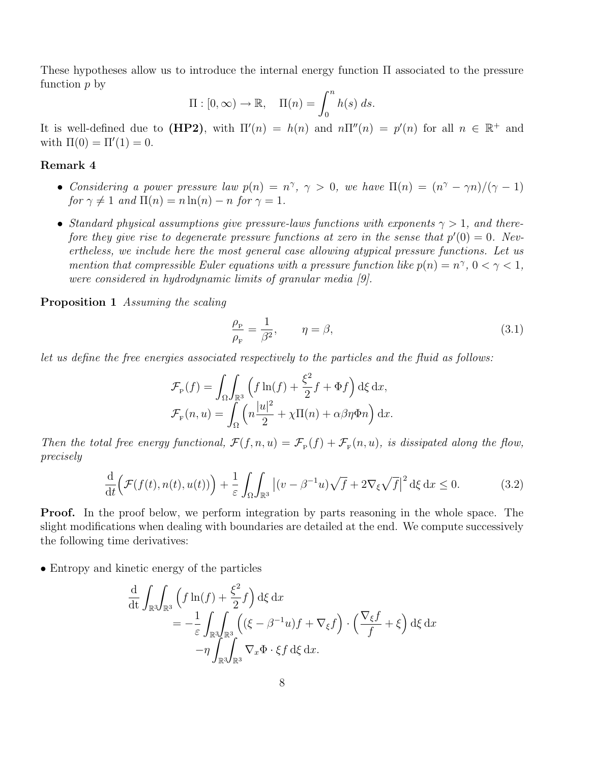These hypotheses allow us to introduce the internal energy function $\Pi$ associated to the pressure function $p$ by

$$\Pi : [0,\infty) \to \mathbb{R}, \quad \Pi(n) = \int_0^n h(s)\, ds.$$

It is well-defined due to **(HP2)**, with $\Pi'(n) = h(n)$ and $n\Pi''(n) = p'(n)$ for all $n \in \mathbb{R}^+$ and with $\Pi(0) = \Pi'(1) = 0$.

**Remark 4**

- *Considering a power pressure law $p(n) = n^\gamma$, $\gamma > 0$, we have $\Pi(n) = (n^\gamma - \gamma n)/(\gamma - 1)$ for $\gamma \neq 1$ and $\Pi(n) = n\ln(n) - n$ for $\gamma = 1$.*
- *Standard physical assumptions give pressure-laws functions with exponents $\gamma > 1$, and therefore they give rise to degenerate pressure functions at zero in the sense that $p'(0) = 0$. Nevertheless, we include here the most general case allowing atypical pressure functions. Let us mention that compressible Euler equations with a pressure function like $p(n) = n^\gamma$, $0 < \gamma < 1$, were considered in hydrodynamic limits of granular media [9].*

**Proposition 1** *Assuming the scaling*

$$\frac{\rho_{\rm P}}{\rho_{\rm F}} = \frac{1}{\beta^2}, \qquad \eta = \beta, \tag{3.1}$$

*let us define the free energies associated respectively to the particles and the fluid as follows:*

$$\mathcal{F}_{\rm P}(f) = \int_\Omega\int_{\mathbb{R}^3} \Big( f\ln(f) + \frac{\xi^2}{2} f + \Phi f\Big)\, {\rm d}\xi\, {\rm d}x,$$
$$\mathcal{F}_{\rm F}(n,u) = \int_\Omega \Big( n\frac{|u|^2}{2} + \chi\Pi(n) + \alpha\beta\eta\Phi n\Big)\, {\rm d}x.$$

*Then the total free energy functional, $\mathcal{F}(f,n,u) = \mathcal{F}_{\rm P}(f) + \mathcal{F}_{\rm F}(n,u)$, is dissipated along the flow, precisely*

$$\frac{\rm d}{{\rm d}t}\Big(\mathcal{F}(f(t),n(t),u(t))\Big) + \frac{1}{\varepsilon}\int_\Omega\int_{\mathbb{R}^3} \big|(v - \beta^{-1}u)\sqrt{f} + 2\nabla_\xi\sqrt{f}\big|^2\, {\rm d}\xi\, {\rm d}x \le 0. \tag{3.2}$$

**Proof.** In the proof below, we perform integration by parts reasoning in the whole space. The slight modifications when dealing with boundaries are detailed at the end. We compute successively the following time derivatives:

• Entropy and kinetic energy of the particles

$$\begin{aligned}
\frac{\rm d}{{\rm d}t}\int_{\mathbb{R}^3}\int_{\mathbb{R}^3} \Big( f\ln(f) + \frac{\xi^2}{2} f\Big)\, {\rm d}\xi\, {\rm d}x
&= -\frac{1}{\varepsilon}\int_{\mathbb{R}^3}\int_{\mathbb{R}^3} \Big( (\xi - \beta^{-1}u)f + \nabla_\xi f\Big)\cdot\Big(\frac{\nabla_\xi f}{f} + \xi\Big)\, {\rm d}\xi\, {\rm d}x \\
&\quad -\eta\int_{\mathbb{R}^3}\int_{\mathbb{R}^3} \nabla_x\Phi\cdot\xi f\, {\rm d}\xi\, {\rm d}x.
\end{aligned}$$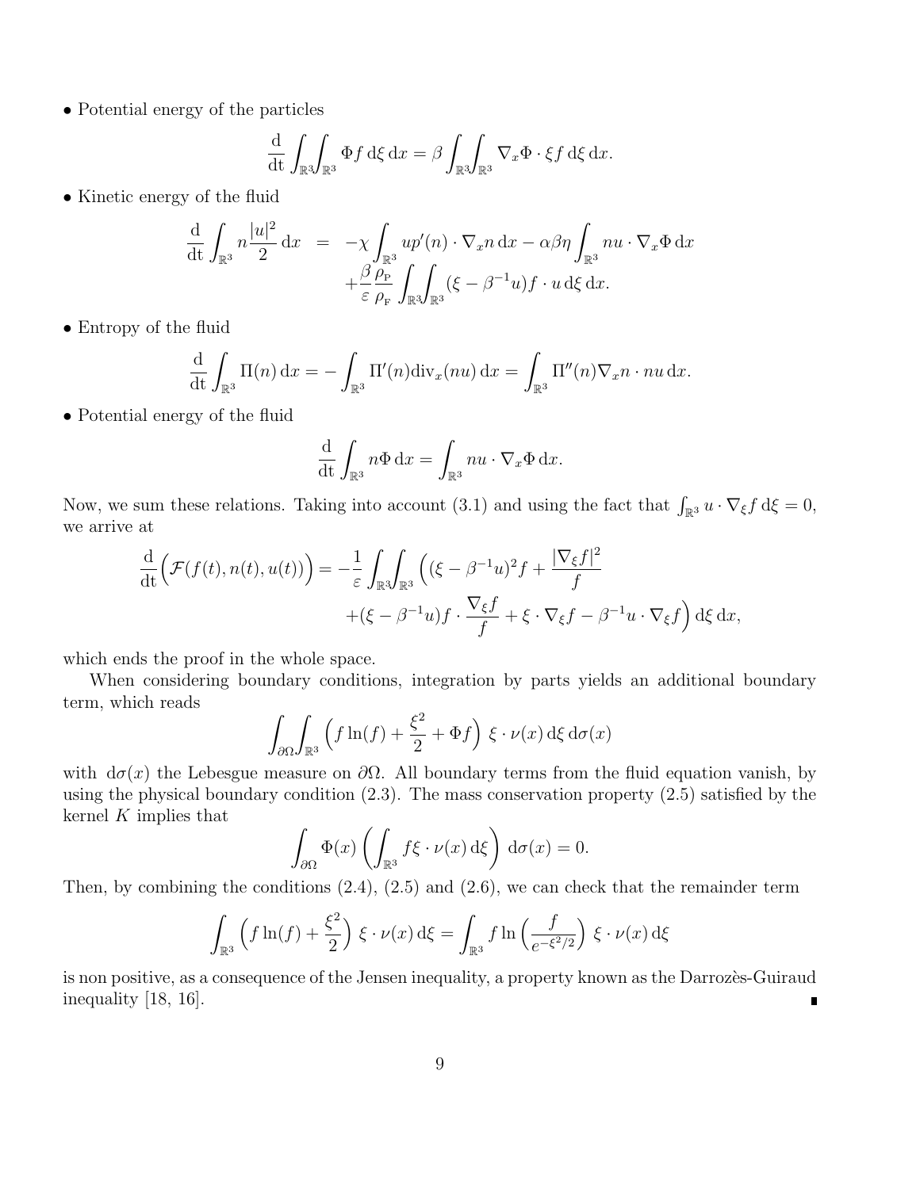• Potential energy of the particles

$$\frac{\mathrm{d}}{\mathrm{dt}} \int_{\mathbb{R}^3}\!\!\int_{\mathbb{R}^3} \Phi f \,\mathrm{d}\xi\,\mathrm{d}x = \beta \int_{\mathbb{R}^3}\!\!\int_{\mathbb{R}^3} \nabla_x \Phi \cdot \xi f \,\mathrm{d}\xi\,\mathrm{d}x.$$

• Kinetic energy of the fluid

$$\begin{aligned}\frac{\mathrm{d}}{\mathrm{dt}} \int_{\mathbb{R}^3} n\frac{|u|^2}{2}\,\mathrm{d}x &= -\chi \int_{\mathbb{R}^3} up'(n)\cdot \nabla_x n \,\mathrm{d}x - \alpha\beta\eta \int_{\mathbb{R}^3} nu\cdot\nabla_x\Phi\,\mathrm{d}x \\ &\quad + \frac{\beta}{\varepsilon}\frac{\rho_{\mathrm{P}}}{\rho_{\mathrm{F}}} \int_{\mathbb{R}^3}\!\!\int_{\mathbb{R}^3} (\xi - \beta^{-1}u) f\cdot u \,\mathrm{d}\xi\,\mathrm{d}x.\end{aligned}$$

• Entropy of the fluid

$$\frac{\mathrm{d}}{\mathrm{dt}} \int_{\mathbb{R}^3} \Pi(n)\,\mathrm{d}x = -\int_{\mathbb{R}^3} \Pi'(n)\mathrm{div}_x(nu)\,\mathrm{d}x = \int_{\mathbb{R}^3} \Pi''(n)\nabla_x n\cdot nu\,\mathrm{d}x.$$

• Potential energy of the fluid

$$\frac{\mathrm{d}}{\mathrm{dt}} \int_{\mathbb{R}^3} n\Phi\,\mathrm{d}x = \int_{\mathbb{R}^3} nu\cdot\nabla_x\Phi\,\mathrm{d}x.$$

Now, we sum these relations. Taking into account (3.1) and using the fact that $\int_{\mathbb{R}^3} u\cdot\nabla_\xi f\,\mathrm{d}\xi = 0$, we arrive at

$$\begin{aligned}\frac{\mathrm{d}}{\mathrm{dt}}\Big(\mathcal{F}(f(t),n(t),u(t))\Big) = -\frac{1}{\varepsilon}\int_{\mathbb{R}^3}\!\!\int_{\mathbb{R}^3} \Big( (\xi-\beta^{-1}u)^2 f + \frac{|\nabla_\xi f|^2}{f} \\ + (\xi-\beta^{-1}u) f\cdot\frac{\nabla_\xi f}{f} + \xi\cdot\nabla_\xi f - \beta^{-1}u\cdot\nabla_\xi f\Big)\,\mathrm{d}\xi\,\mathrm{d}x,\end{aligned}$$

which ends the proof in the whole space.

When considering boundary conditions, integration by parts yields an additional boundary term, which reads

$$\int_{\partial\Omega}\!\!\int_{\mathbb{R}^3} \Big( f\ln(f) + \frac{\xi^2}{2} + \Phi f\Big)\ \xi\cdot\nu(x)\,\mathrm{d}\xi\,\mathrm{d}\sigma(x)$$

with $\mathrm{d}\sigma(x)$ the Lebesgue measure on $\partial\Omega$. All boundary terms from the fluid equation vanish, by using the physical boundary condition (2.3). The mass conservation property (2.5) satisfied by the kernel $K$ implies that

$$\int_{\partial\Omega} \Phi(x) \left( \int_{\mathbb{R}^3} f\xi\cdot\nu(x)\,\mathrm{d}\xi\right)\,\mathrm{d}\sigma(x) = 0.$$

Then, by combining the conditions (2.4), (2.5) and (2.6), we can check that the remainder term

$$\int_{\mathbb{R}^3} \Big( f\ln(f) + \frac{\xi^2}{2}\Big)\ \xi\cdot\nu(x)\,\mathrm{d}\xi = \int_{\mathbb{R}^3} f\ln\Big(\frac{f}{e^{-\xi^2/2}}\Big)\ \xi\cdot\nu(x)\,\mathrm{d}\xi$$

is non positive, as a consequence of the Jensen inequality, a property known as the Darrozès-Guiraud inequality [18, 16]. ∎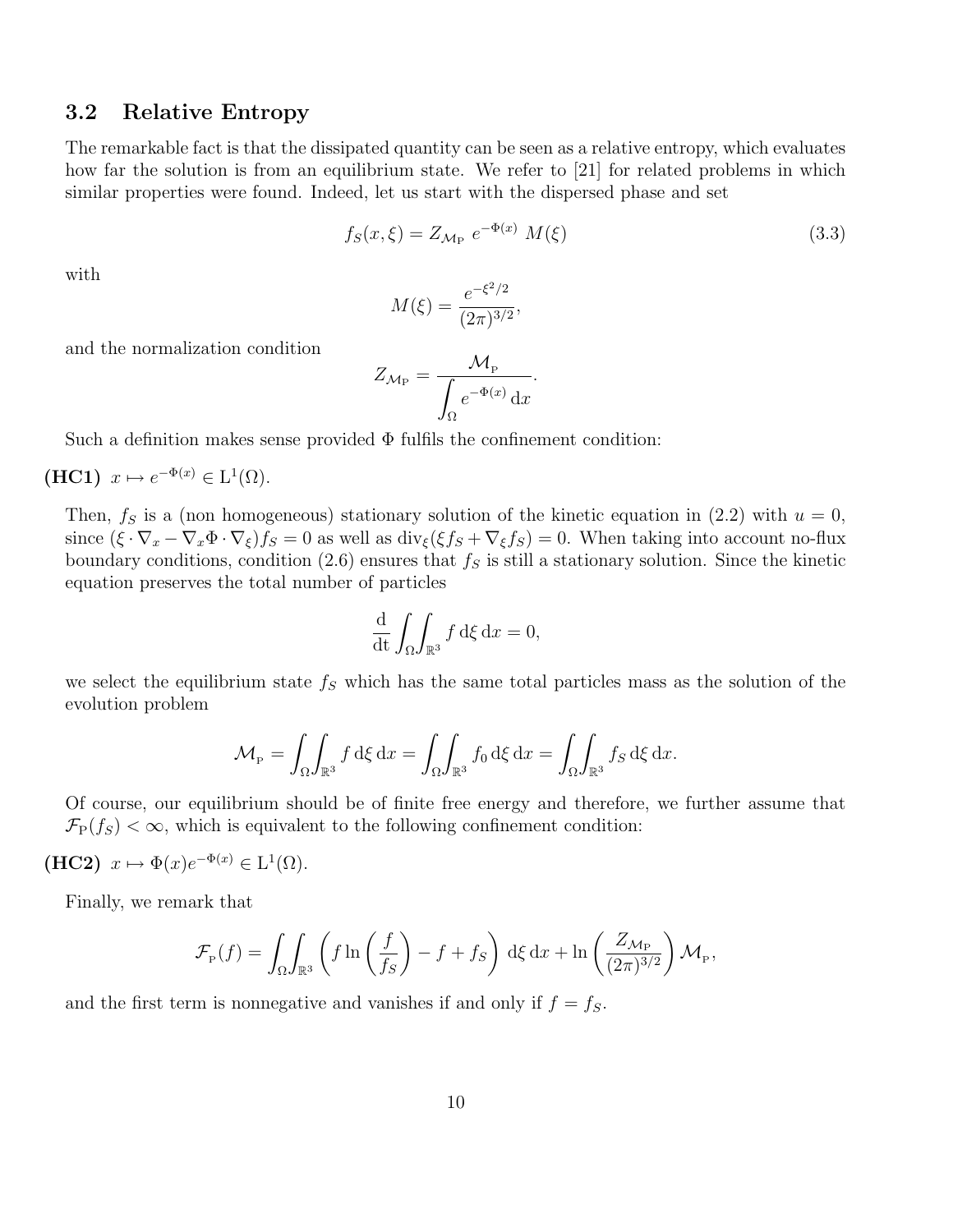## 3.2 Relative Entropy

The remarkable fact is that the dissipated quantity can be seen as a relative entropy, which evaluates how far the solution is from an equilibrium state. We refer to [21] for related problems in which similar properties were found. Indeed, let us start with the dispersed phase and set

$$f_S(x,\xi) = Z_{\mathcal{M}_\mathrm{P}}\ e^{-\Phi(x)}\ M(\xi) \tag{3.3}$$

with

$$M(\xi) = \frac{e^{-\xi^2/2}}{(2\pi)^{3/2}},$$

and the normalization condition

$$Z_{\mathcal{M}_\mathrm{P}} = \frac{\mathcal{M}_{\mathrm{P}}}{\displaystyle\int_\Omega e^{-\Phi(x)}\,\mathrm{d}x}.$$

Such a definition makes sense provided $\Phi$ fulfils the confinement condition:

**(HC1)** $x \mapsto e^{-\Phi(x)} \in \mathrm{L}^1(\Omega)$.

Then, $f_S$ is a (non homogeneous) stationary solution of the kinetic equation in (2.2) with $u = 0$, since $(\xi \cdot \nabla_x - \nabla_x\Phi \cdot \nabla_\xi) f_S = 0$ as well as $\mathrm{div}_\xi(\xi f_S + \nabla_\xi f_S) = 0$. When taking into account no-flux boundary conditions, condition (2.6) ensures that $f_S$ is still a stationary solution. Since the kinetic equation preserves the total number of particles

$$\frac{\mathrm{d}}{\mathrm{dt}} \int_\Omega\int_{\mathbb{R}^3} f\,\mathrm{d}\xi\,\mathrm{d}x = 0,$$

we select the equilibrium state $f_S$ which has the same total particles mass as the solution of the evolution problem

$$\mathcal{M}_{\mathrm{P}} = \int_\Omega\int_{\mathbb{R}^3} f\,\mathrm{d}\xi\,\mathrm{d}x = \int_\Omega\int_{\mathbb{R}^3} f_0\,\mathrm{d}\xi\,\mathrm{d}x = \int_\Omega\int_{\mathbb{R}^3} f_S\,\mathrm{d}\xi\,\mathrm{d}x.$$

Of course, our equilibrium should be of finite free energy and therefore, we further assume that $\mathcal{F}_\mathrm{P}(f_S) < \infty$, which is equivalent to the following confinement condition:

**(HC2)** $x \mapsto \Phi(x)e^{-\Phi(x)} \in \mathrm{L}^1(\Omega)$.

Finally, we remark that

$$\mathcal{F}_{\mathrm{P}}(f) = \int_\Omega\int_{\mathbb{R}^3} \left( f \ln\left(\frac{f}{f_S}\right) - f + f_S \right)\,\mathrm{d}\xi\,\mathrm{d}x + \ln\left(\frac{Z_{\mathcal{M}_\mathrm{P}}}{(2\pi)^{3/2}}\right)\mathcal{M}_{\mathrm{P}},$$

and the first term is nonnegative and vanishes if and only if $f = f_S$.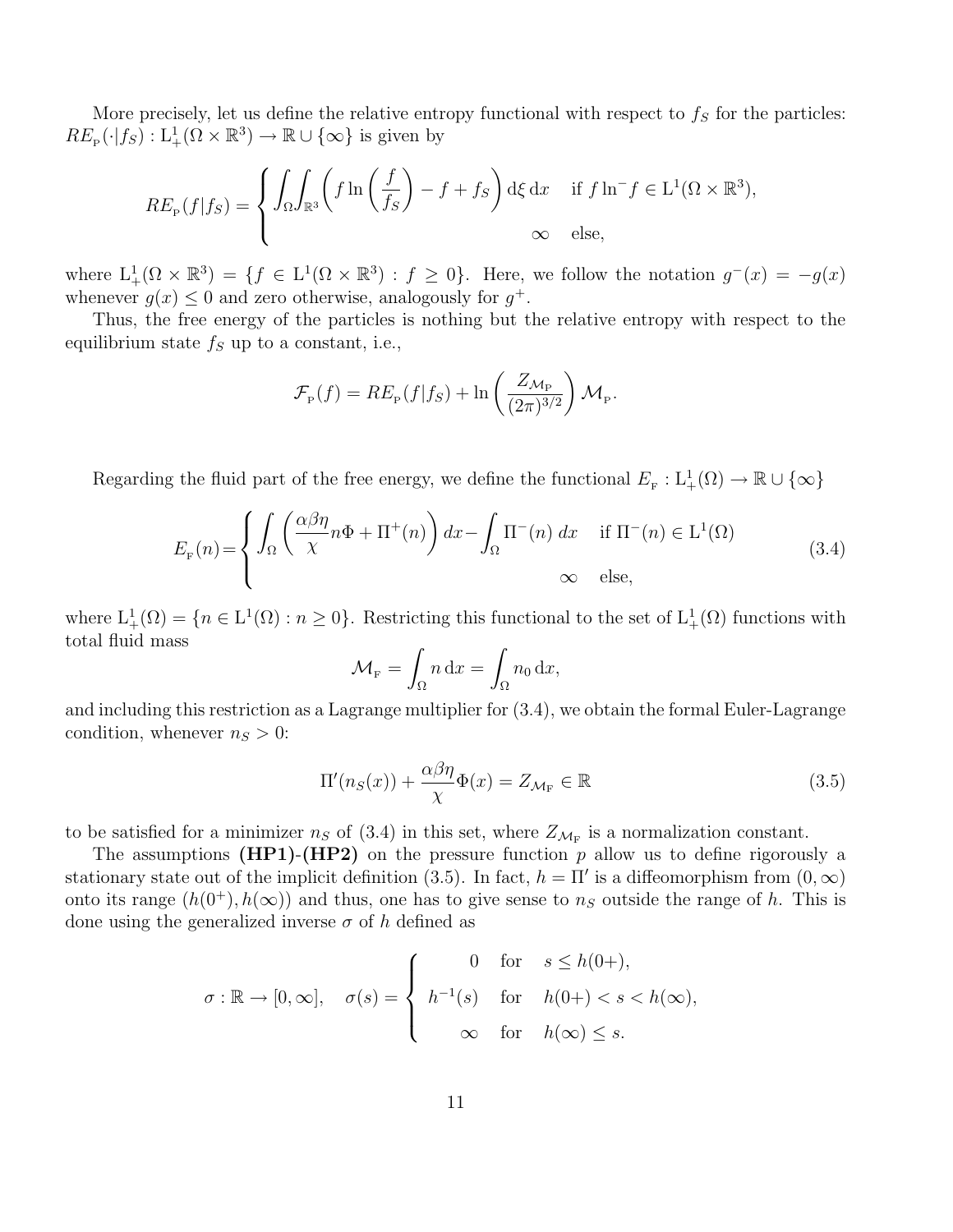More precisely, let us define the relative entropy functional with respect to $f_S$ for the particles: $RE_{\rm P}(\cdot|f_S) : \mathrm{L}^1_+(\Omega \times \mathbb{R}^3) \to \mathbb{R} \cup \{\infty\}$ is given by

$$
RE_{\rm P}(f|f_S) = \begin{cases} \displaystyle\int_\Omega\!\!\int_{\mathbb{R}^3} \left( f \ln\left(\frac{f}{f_S}\right) - f + f_S \right) \mathrm{d}\xi \, \mathrm{d}x & \text{if } f \ln^- f \in \mathrm{L}^1(\Omega \times \mathbb{R}^3), \\ \infty & \text{else,} \end{cases}
$$

where $\mathrm{L}^1_+(\Omega \times \mathbb{R}^3) = \{f \in \mathrm{L}^1(\Omega \times \mathbb{R}^3) : f \geq 0\}$. Here, we follow the notation $g^-(x) = -g(x)$ whenever $g(x) \leq 0$ and zero otherwise, analogously for $g^+$.

Thus, the free energy of the particles is nothing but the relative entropy with respect to the equilibrium state $f_S$ up to a constant, i.e.,

$$
\mathcal{F}_{\rm P}(f) = RE_{\rm P}(f|f_S) + \ln\left(\frac{Z_{\mathcal{M}_{\rm P}}}{(2\pi)^{3/2}}\right) \mathcal{M}_{\rm P}.
$$

Regarding the fluid part of the free energy, we define the functional $E_{\rm F} : \mathrm{L}^1_+(\Omega) \to \mathbb{R} \cup \{\infty\}$

$$
E_{\rm F}(n) = \begin{cases} \displaystyle\int_\Omega \left( \frac{\alpha\beta\eta}{\chi} n\Phi + \Pi^+(n) \right) dx - \int_\Omega \Pi^-(n) \, dx & \text{if } \Pi^-(n) \in \mathrm{L}^1(\Omega) \\ \infty & \text{else,} \end{cases} \tag{3.4}
$$

where $\mathrm{L}^1_+(\Omega) = \{n \in \mathrm{L}^1(\Omega) : n \geq 0\}$. Restricting this functional to the set of $\mathrm{L}^1_+(\Omega)$ functions with total fluid mass

$$
\mathcal{M}_{\rm F} = \int_\Omega n \, \mathrm{d}x = \int_\Omega n_0 \, \mathrm{d}x,
$$

and including this restriction as a Lagrange multiplier for (3.4), we obtain the formal Euler-Lagrange condition, whenever $n_S > 0$:

$$
\Pi'(n_S(x)) + \frac{\alpha\beta\eta}{\chi}\Phi(x) = Z_{\mathcal{M}_{\rm F}} \in \mathbb{R} \tag{3.5}
$$

to be satisfied for a minimizer $n_S$ of (3.4) in this set, where $Z_{\mathcal{M}_{\rm F}}$ is a normalization constant.

The assumptions **(HP1)-(HP2)** on the pressure function $p$ allow us to define rigorously a stationary state out of the implicit definition (3.5). In fact, $h = \Pi'$ is a diffeomorphism from $(0, \infty)$ onto its range $(h(0^+), h(\infty))$ and thus, one has to give sense to $n_S$ outside the range of $h$. This is done using the generalized inverse $\sigma$ of $h$ defined as

$$
\sigma : \mathbb{R} \to [0, \infty], \quad \sigma(s) = \begin{cases} 0 & \text{for} \quad s \leq h(0+), \\ h^{-1}(s) & \text{for} \quad h(0+) < s < h(\infty), \\ \infty & \text{for} \quad h(\infty) \leq s. \end{cases}
$$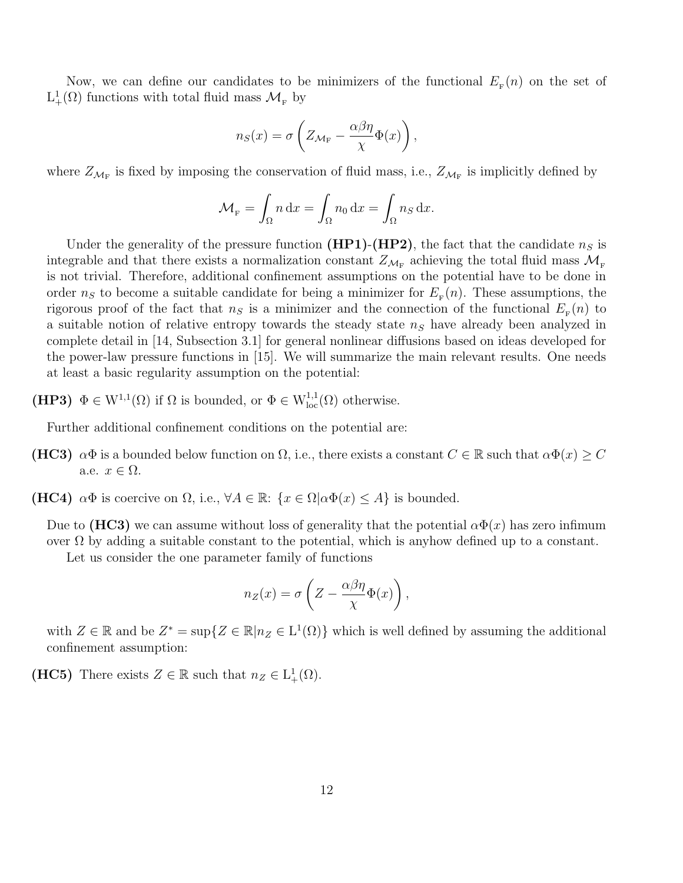Now, we can define our candidates to be minimizers of the functional $E_{\rm F}(n)$ on the set of $\mathrm{L}^1_+(\Omega)$ functions with total fluid mass $\mathcal{M}_{\rm F}$ by

$$n_S(x) = \sigma\left(Z_{\mathcal{M}_{\rm F}} - \frac{\alpha\beta\eta}{\chi}\Phi(x)\right),$$

where $Z_{\mathcal{M}_{\rm F}}$ is fixed by imposing the conservation of fluid mass, i.e., $Z_{\mathcal{M}_{\rm F}}$ is implicitly defined by

$$\mathcal{M}_{\rm F} = \int_\Omega n \,\mathrm{d}x = \int_\Omega n_0 \,\mathrm{d}x = \int_\Omega n_S \,\mathrm{d}x.$$

Under the generality of the pressure function **(HP1)**-**(HP2)**, the fact that the candidate $n_S$ is integrable and that there exists a normalization constant $Z_{\mathcal{M}_{\rm F}}$ achieving the total fluid mass $\mathcal{M}_{\rm F}$ is not trivial. Therefore, additional confinement assumptions on the potential have to be done in order $n_S$ to become a suitable candidate for being a minimizer for $E_{\rm F}(n)$. These assumptions, the rigorous proof of the fact that $n_S$ is a minimizer and the connection of the functional $E_{\rm F}(n)$ to a suitable notion of relative entropy towards the steady state $n_S$ have already been analyzed in complete detail in [14, Subsection 3.1] for general nonlinear diffusions based on ideas developed for the power-law pressure functions in [15]. We will summarize the main relevant results. One needs at least a basic regularity assumption on the potential:

**(HP3)** $\Phi \in \mathrm{W}^{1,1}(\Omega)$ if $\Omega$ is bounded, or $\Phi \in \mathrm{W}^{1,1}_{\rm loc}(\Omega)$ otherwise.

Further additional confinement conditions on the potential are:

**(HC3)** $\alpha\Phi$ is a bounded below function on $\Omega$, i.e., there exists a constant $C \in \mathbb{R}$ such that $\alpha\Phi(x) \geq C$ a.e. $x \in \Omega$.

**(HC4)** $\alpha\Phi$ is coercive on $\Omega$, i.e., $\forall A \in \mathbb{R}$: $\{x \in \Omega | \alpha\Phi(x) \leq A\}$ is bounded.

Due to **(HC3)** we can assume without loss of generality that the potential $\alpha\Phi(x)$ has zero infimum over $\Omega$ by adding a suitable constant to the potential, which is anyhow defined up to a constant.

Let us consider the one parameter family of functions

$$n_Z(x) = \sigma\left(Z - \frac{\alpha\beta\eta}{\chi}\Phi(x)\right),$$

with $Z \in \mathbb{R}$ and be $Z^* = \sup\{Z \in \mathbb{R} | n_Z \in \mathrm{L}^1(\Omega)\}$ which is well defined by assuming the additional confinement assumption:

**(HC5)** There exists $Z \in \mathbb{R}$ such that $n_Z \in \mathrm{L}^1_+(\Omega)$.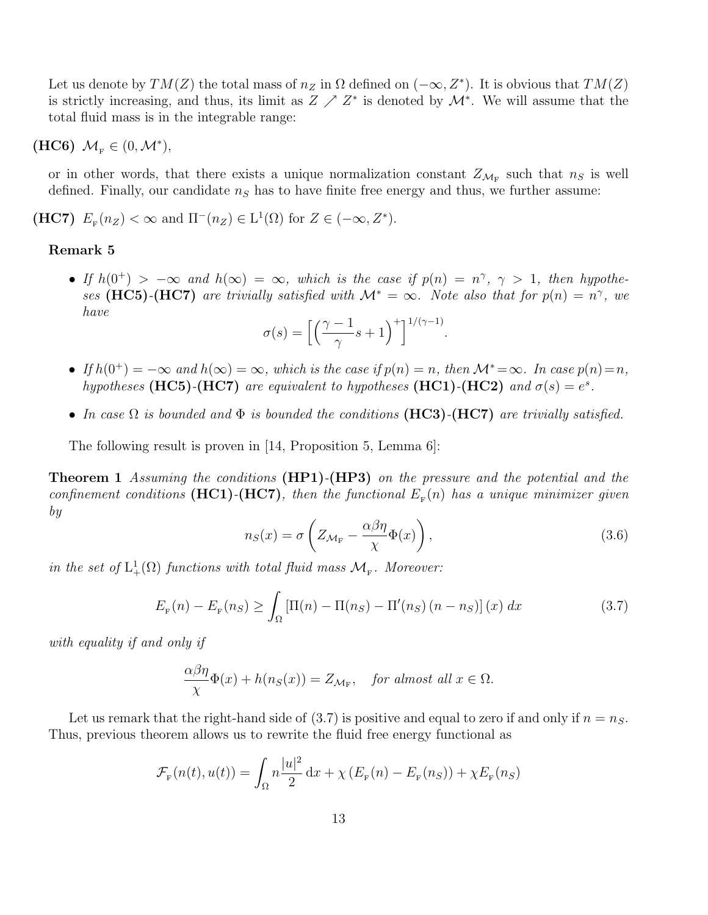Let us denote by $TM(Z)$ the total mass of $n_Z$ in $\Omega$ defined on $(-\infty, Z^*)$. It is obvious that $TM(Z)$ is strictly increasing, and thus, its limit as $Z \nearrow Z^*$ is denoted by $\mathcal{M}^*$. We will assume that the total fluid mass is in the integrable range:

**(HC6)** $\mathcal{M}_{\text{F}} \in (0, \mathcal{M}^*)$,

or in other words, that there exists a unique normalization constant $Z_{\mathcal{M}_{\text{F}}}$ such that $n_S$ is well defined. Finally, our candidate $n_S$ has to have finite free energy and thus, we further assume:

**(HC7)** $E_{\text{F}}(n_Z) < \infty$ and $\Pi^-(n_Z) \in \mathrm{L}^1(\Omega)$ for $Z \in (-\infty, Z^*)$.

**Remark 5**

- *If $h(0^+) > -\infty$ and $h(\infty) = \infty$, which is the case if $p(n) = n^\gamma$, $\gamma > 1$, then hypotheses* **(HC5)**-**(HC7)** *are trivially satisfied with $\mathcal{M}^* = \infty$. Note also that for $p(n) = n^\gamma$, we have*
$$\sigma(s) = \Big[\Big(\frac{\gamma - 1}{\gamma} s + 1\Big)^+\Big]^{1/(\gamma-1)}.$$
- *If $h(0^+) = -\infty$ and $h(\infty) = \infty$, which is the case if $p(n) = n$, then $\mathcal{M}^* = \infty$. In case $p(n) = n$, hypotheses* **(HC5)**-**(HC7)** *are equivalent to hypotheses* **(HC1)**-**(HC2)** *and $\sigma(s) = e^s$.*
- *In case $\Omega$ is bounded and $\Phi$ is bounded the conditions* **(HC3)**-**(HC7)** *are trivially satisfied.*

The following result is proven in [14, Proposition 5, Lemma 6]:

**Theorem 1** *Assuming the conditions* **(HP1)**-**(HP3)** *on the pressure and the potential and the confinement conditions* **(HC1)**-**(HC7)**, *then the functional $E_{\text{F}}(n)$ has a unique minimizer given by*
$$n_S(x) = \sigma\left(Z_{\mathcal{M}_{\text{F}}} - \frac{\alpha\beta\eta}{\chi}\Phi(x)\right), \tag{3.6}$$
*in the set of $\mathrm{L}^1_+(\Omega)$ functions with total fluid mass $\mathcal{M}_{\text{F}}$. Moreover:*
$$E_{\text{F}}(n) - E_{\text{F}}(n_S) \geq \int_\Omega \left[\Pi(n) - \Pi(n_S) - \Pi'(n_S)\,(n - n_S)\right](x)\, dx \tag{3.7}$$
*with equality if and only if*
$$\frac{\alpha\beta\eta}{\chi}\Phi(x) + h(n_S(x)) = Z_{\mathcal{M}_{\text{F}}}, \quad \textit{for almost all } x \in \Omega.$$

Let us remark that the right-hand side of (3.7) is positive and equal to zero if and only if $n = n_S$. Thus, previous theorem allows us to rewrite the fluid free energy functional as
$$\mathcal{F}_{\text{F}}(n(t), u(t)) = \int_\Omega n\frac{|u|^2}{2}\,\mathrm{d}x + \chi\left(E_{\text{F}}(n) - E_{\text{F}}(n_S)\right) + \chi E_{\text{F}}(n_S)$$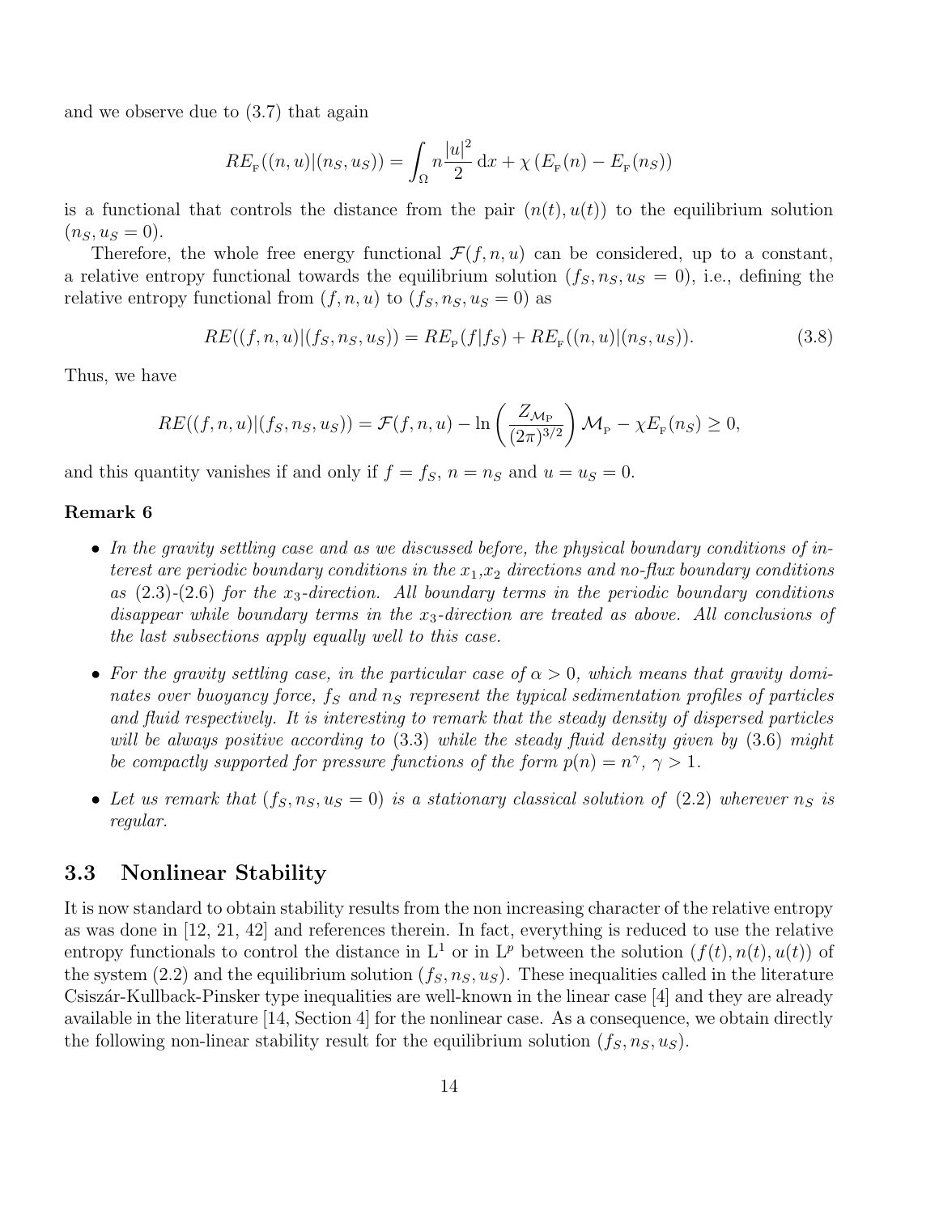and we observe due to (3.7) that again

$$RE_{\mathrm{F}}((n,u)|(n_S,u_S)) = \int_\Omega n\frac{|u|^2}{2}\,\mathrm{d}x + \chi\left(E_{\mathrm{F}}(n) - E_{\mathrm{F}}(n_S)\right)$$

is a functional that controls the distance from the pair $(n(t),u(t))$ to the equilibrium solution $(n_S, u_S = 0)$.

Therefore, the whole free energy functional $\mathcal{F}(f,n,u)$ can be considered, up to a constant, a relative entropy functional towards the equilibrium solution $(f_S, n_S, u_S = 0)$, i.e., defining the relative entropy functional from $(f,n,u)$ to $(f_S,n_S,u_S=0)$ as

$$RE((f,n,u)|(f_S,n_S,u_S)) = RE_{\mathrm{P}}(f|f_S) + RE_{\mathrm{F}}((n,u)|(n_S,u_S)). \tag{3.8}$$

Thus, we have

$$RE((f,n,u)|(f_S,n_S,u_S)) = \mathcal{F}(f,n,u) - \ln\left(\frac{Z_{\mathcal{M}_{\mathrm{P}}}}{(2\pi)^{3/2}}\right)\mathcal{M}_{\mathrm{P}} - \chi E_{\mathrm{F}}(n_S) \geq 0,$$

and this quantity vanishes if and only if $f = f_S$, $n = n_S$ and $u = u_S = 0$.

**Remark 6**

- *In the gravity settling case and as we discussed before, the physical boundary conditions of interest are periodic boundary conditions in the $x_1$,$x_2$ directions and no-flux boundary conditions as (2.3)-(2.6) for the $x_3$-direction. All boundary terms in the periodic boundary conditions disappear while boundary terms in the $x_3$-direction are treated as above. All conclusions of the last subsections apply equally well to this case.*

- *For the gravity settling case, in the particular case of $\alpha > 0$, which means that gravity dominates over buoyancy force, $f_S$ and $n_S$ represent the typical sedimentation profiles of particles and fluid respectively. It is interesting to remark that the steady density of dispersed particles will be always positive according to (3.3) while the steady fluid density given by (3.6) might be compactly supported for pressure functions of the form $p(n) = n^\gamma$, $\gamma > 1$.*

- *Let us remark that $(f_S, n_S, u_S = 0)$ is a stationary classical solution of (2.2) wherever $n_S$ is regular.*

## 3.3 Nonlinear Stability

It is now standard to obtain stability results from the non increasing character of the relative entropy as was done in [12, 21, 42] and references therein. In fact, everything is reduced to use the relative entropy functionals to control the distance in $\mathrm{L}^1$ or in $\mathrm{L}^p$ between the solution $(f(t), n(t), u(t))$ of the system (2.2) and the equilibrium solution $(f_S, n_S, u_S)$. These inequalities called in the literature Csiszár-Kullback-Pinsker type inequalities are well-known in the linear case [4] and they are already available in the literature [14, Section 4] for the nonlinear case. As a consequence, we obtain directly the following non-linear stability result for the equilibrium solution $(f_S, n_S, u_S)$.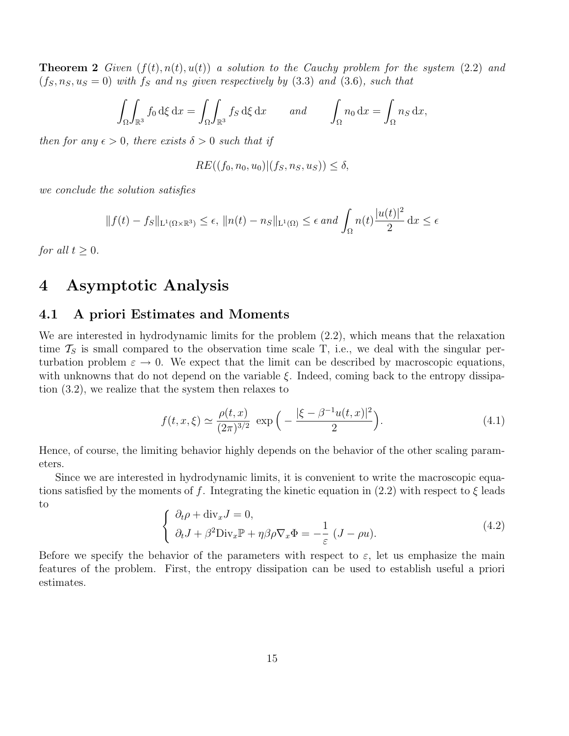**Theorem 2** *Given $(f(t), n(t), u(t))$ a solution to the Cauchy problem for the system (2.2) and $(f_S, n_S, u_S = 0)$ with $f_S$ and $n_S$ given respectively by (3.3) and (3.6), such that*

$$\int_\Omega\int_{\mathbb{R}^3} f_0 \,\mathrm{d}\xi\,\mathrm{d}x = \int_\Omega\int_{\mathbb{R}^3} f_S \,\mathrm{d}\xi\,\mathrm{d}x \qquad and \qquad \int_\Omega n_0\,\mathrm{d}x = \int_\Omega n_S\,\mathrm{d}x,$$

*then for any $\epsilon > 0$, there exists $\delta > 0$ such that if*

$$RE((f_0, n_0, u_0)|(f_S, n_S, u_S)) \leq \delta,$$

*we conclude the solution satisfies*

$$\|f(t) - f_S\|_{\mathrm{L}^1(\Omega\times\mathbb{R}^3)} \leq \epsilon,\ \|n(t) - n_S\|_{\mathrm{L}^1(\Omega)} \leq \epsilon \text{ and } \int_\Omega n(t)\frac{|u(t)|^2}{2}\,\mathrm{d}x \leq \epsilon$$

*for all $t \geq 0$.*

# 4 Asymptotic Analysis

## 4.1 A priori Estimates and Moments

We are interested in hydrodynamic limits for the problem (2.2), which means that the relaxation time $\mathcal{T}_S$ is small compared to the observation time scale T, i.e., we deal with the singular perturbation problem $\varepsilon \to 0$. We expect that the limit can be described by macroscopic equations, with unknowns that do not depend on the variable $\xi$. Indeed, coming back to the entropy dissipation (3.2), we realize that the system then relaxes to

$$f(t, x, \xi) \simeq \frac{\rho(t, x)}{(2\pi)^{3/2}}\ \exp\Big(-\frac{|\xi - \beta^{-1}u(t, x)|^2}{2}\Big). \tag{4.1}$$

Hence, of course, the limiting behavior highly depends on the behavior of the other scaling parameters.

Since we are interested in hydrodynamic limits, it is convenient to write the macroscopic equations satisfied by the moments of $f$. Integrating the kinetic equation in (2.2) with respect to $\xi$ leads to

$$\left\{\begin{array}{l} \partial_t\rho + \mathrm{div}_x J = 0, \\ \partial_t J + \beta^2 \mathrm{Div}_x \mathbb{P} + \eta\beta\rho\nabla_x\Phi = -\dfrac{1}{\varepsilon}\ (J - \rho u). \end{array}\right. \tag{4.2}$$

Before we specify the behavior of the parameters with respect to $\varepsilon$, let us emphasize the main features of the problem. First, the entropy dissipation can be used to establish useful a priori estimates.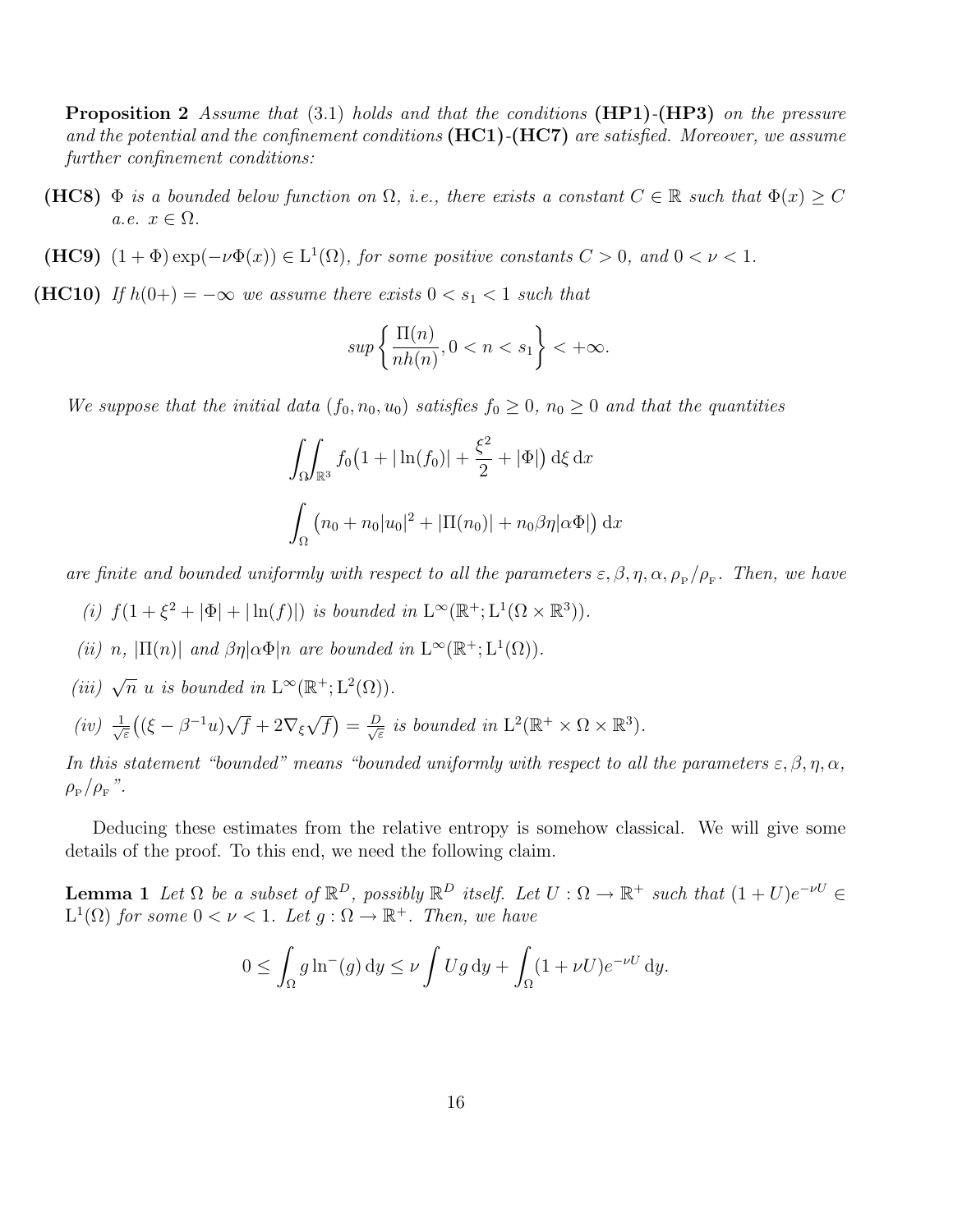**Proposition 2** *Assume that* (3.1) *holds and that the conditions* **(HP1)**-**(HP3)** *on the pressure and the potential and the confinement conditions* **(HC1)**-**(HC7)** *are satisfied. Moreover, we assume further confinement conditions:*

**(HC8)** *$\Phi$ is a bounded below function on $\Omega$, i.e., there exists a constant $C \in \mathbb{R}$ such that $\Phi(x) \geq C$ a.e. $x \in \Omega$.*

**(HC9)** *$(1 + \Phi)\exp(-\nu\Phi(x)) \in \mathrm{L}^1(\Omega)$, for some positive constants $C > 0$, and $0 < \nu < 1$.*

**(HC10)** *If $h(0+) = -\infty$ we assume there exists $0 < s_1 < 1$ such that*

$$sup\left\{\frac{\Pi(n)}{nh(n)}, 0 < n < s_1\right\} < +\infty.$$

*We suppose that the initial data $(f_0, n_0, u_0)$ satisfies $f_0 \geq 0$, $n_0 \geq 0$ and that the quantities*

$$\iint_{\Omega}\!\!\int_{\mathbb{R}^3} f_0\big(1 + |\ln(f_0)| + \frac{\xi^2}{2} + |\Phi|\big)\,\mathrm{d}\xi\,\mathrm{d}x$$

$$\int_{\Omega}\big(n_0 + n_0|u_0|^2 + |\Pi(n_0)| + n_0\beta\eta|\alpha\Phi|\big)\,\mathrm{d}x$$

*are finite and bounded uniformly with respect to all the parameters $\varepsilon, \beta, \eta, \alpha, \rho_{\mathrm{P}}/\rho_{\mathrm{F}}$. Then, we have*

*(i) $f(1 + \xi^2 + |\Phi| + |\ln(f)|)$ is bounded in $\mathrm{L}^\infty(\mathbb{R}^+; \mathrm{L}^1(\Omega \times \mathbb{R}^3))$.*

*(ii) $n$, $|\Pi(n)|$ and $\beta\eta|\alpha\Phi|n$ are bounded in $\mathrm{L}^\infty(\mathbb{R}^+; \mathrm{L}^1(\Omega))$.*

*(iii) $\sqrt{n}\ u$ is bounded in $\mathrm{L}^\infty(\mathbb{R}^+; \mathrm{L}^2(\Omega))$.*

*(iv) $\frac{1}{\sqrt{\varepsilon}}\big((\xi - \beta^{-1}u)\sqrt{f} + 2\nabla_\xi\sqrt{f}\big) = \frac{D}{\sqrt{\varepsilon}}$ is bounded in $\mathrm{L}^2(\mathbb{R}^+ \times \Omega \times \mathbb{R}^3)$.*

*In this statement "bounded" means "bounded uniformly with respect to all the parameters $\varepsilon, \beta, \eta, \alpha$, $\rho_{\mathrm{P}}/\rho_{\mathrm{F}}$".*

Deducing these estimates from the relative entropy is somehow classical. We will give some details of the proof. To this end, we need the following claim.

**Lemma 1** *Let $\Omega$ be a subset of $\mathbb{R}^D$, possibly $\mathbb{R}^D$ itself. Let $U : \Omega \to \mathbb{R}^+$ such that $(1 + U)e^{-\nu U} \in \mathrm{L}^1(\Omega)$ for some $0 < \nu < 1$. Let $g : \Omega \to \mathbb{R}^+$. Then, we have*

$$0 \leq \int_{\Omega} g\ln^-(g)\,\mathrm{d}y \leq \nu\int Ug\,\mathrm{d}y + \int_{\Omega}(1 + \nu U)e^{-\nu U}\,\mathrm{d}y.$$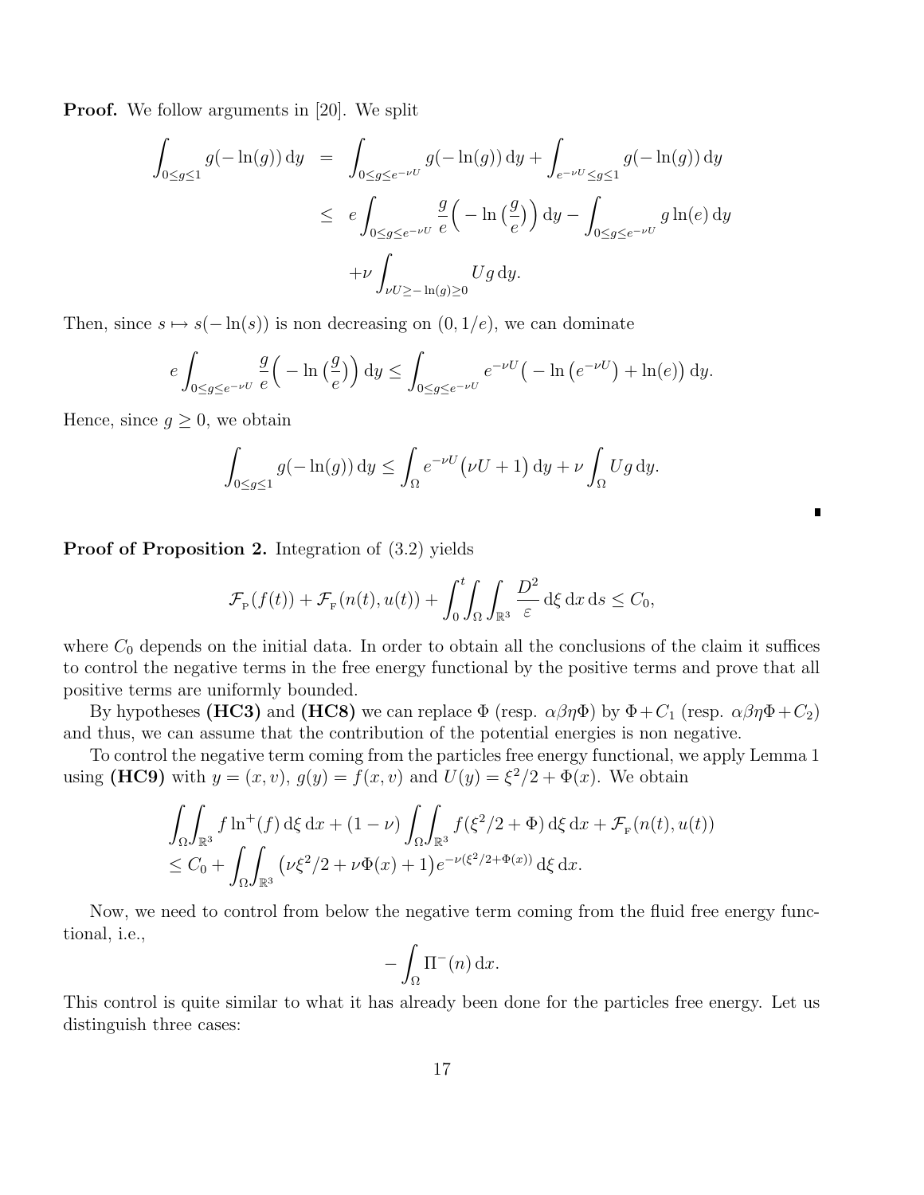**Proof.** We follow arguments in [20]. We split

$$
\begin{aligned}
\int_{0\le g\le 1} g(-\ln(g))\,\mathrm{d}y &= \int_{0\le g\le e^{-\nu U}} g(-\ln(g))\,\mathrm{d}y + \int_{e^{-\nu U}\le g\le 1} g(-\ln(g))\,\mathrm{d}y \\
&\le e\int_{0\le g\le e^{-\nu U}} \frac{g}{e}\Big(-\ln\big(\frac{g}{e}\big)\Big)\,\mathrm{d}y - \int_{0\le g\le e^{-\nu U}} g\ln(e)\,\mathrm{d}y \\
&\quad +\nu\int_{\nu U\ge -\ln(g)\ge 0} Ug\,\mathrm{d}y.
\end{aligned}
$$

Then, since $s\mapsto s(-\ln(s))$ is non decreasing on $(0,1/e)$, we can dominate

$$
e\int_{0\le g\le e^{-\nu U}} \frac{g}{e}\Big(-\ln\big(\frac{g}{e}\big)\Big)\,\mathrm{d}y \le \int_{0\le g\le e^{-\nu U}} e^{-\nu U}\big(-\ln\big(e^{-\nu U}\big)+\ln(e)\big)\,\mathrm{d}y.
$$

Hence, since $g\ge 0$, we obtain

$$
\int_{0\le g\le 1} g(-\ln(g))\,\mathrm{d}y \le \int_\Omega e^{-\nu U}\big(\nu U+1\big)\,\mathrm{d}y + \nu\int_\Omega Ug\,\mathrm{d}y.
$$

∎

**Proof of Proposition 2.** Integration of (3.2) yields

$$
\mathcal{F}_{\mathrm{P}}(f(t)) + \mathcal{F}_{\mathrm{F}}(n(t),u(t)) + \int_0^t\!\int_\Omega\int_{\mathbb{R}^3} \frac{D^2}{\varepsilon}\,\mathrm{d}\xi\,\mathrm{d}x\,\mathrm{d}s \le C_0,
$$

where $C_0$ depends on the initial data. In order to obtain all the conclusions of the claim it suffices to control the negative terms in the free energy functional by the positive terms and prove that all positive terms are uniformly bounded.

By hypotheses **(HC3)** and **(HC8)** we can replace $\Phi$ (resp. $\alpha\beta\eta\Phi$) by $\Phi + C_1$ (resp. $\alpha\beta\eta\Phi + C_2$) and thus, we can assume that the contribution of the potential energies is non negative.

To control the negative term coming from the particles free energy functional, we apply Lemma 1 using **(HC9)** with $y=(x,v)$, $g(y)=f(x,v)$ and $U(y)=\xi^2/2+\Phi(x)$. We obtain

$$
\begin{aligned}
&\int_\Omega\!\int_{\mathbb{R}^3} f\ln^+(f)\,\mathrm{d}\xi\,\mathrm{d}x + (1-\nu)\int_\Omega\!\int_{\mathbb{R}^3} f(\xi^2/2+\Phi)\,\mathrm{d}\xi\,\mathrm{d}x + \mathcal{F}_{\mathrm{F}}(n(t),u(t)) \\
&\le C_0 + \int_\Omega\!\int_{\mathbb{R}^3} \big(\nu\xi^2/2+\nu\Phi(x)+1\big)e^{-\nu(\xi^2/2+\Phi(x))}\,\mathrm{d}\xi\,\mathrm{d}x.
\end{aligned}
$$

Now, we need to control from below the negative term coming from the fluid free energy functional, i.e.,

$$
-\int_\Omega \Pi^-(n)\,\mathrm{d}x.
$$

This control is quite similar to what it has already been done for the particles free energy. Let us distinguish three cases: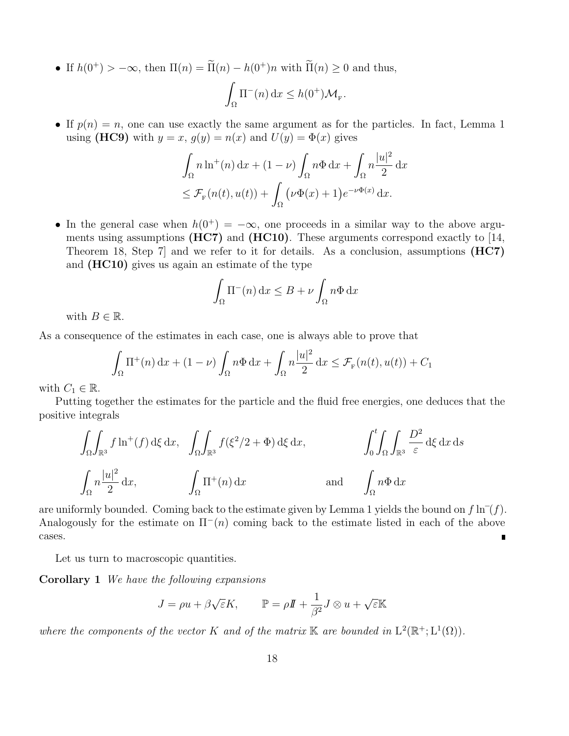- If $h(0^+) > -\infty$, then $\Pi(n) = \widetilde{\Pi}(n) - h(0^+)n$ with $\widetilde{\Pi}(n) \geq 0$ and thus,

$$\int_\Omega \Pi^-(n)\,\mathrm{d}x \leq h(0^+)\mathcal{M}_{\mathrm{F}}.$$

- If $p(n) = n$, one can use exactly the same argument as for the particles. In fact, Lemma 1 using **(HC9)** with $y = x$, $g(y) = n(x)$ and $U(y) = \Phi(x)$ gives

$$\int_\Omega n\ln^+(n)\,\mathrm{d}x + (1-\nu)\int_\Omega n\Phi\,\mathrm{d}x + \int_\Omega n\frac{|u|^2}{2}\,\mathrm{d}x$$
$$\leq \mathcal{F}_{\mathrm{F}}(n(t),u(t)) + \int_\Omega \big(\nu\Phi(x)+1\big)e^{-\nu\Phi(x)}\,\mathrm{d}x.$$

- In the general case when $h(0^+) = -\infty$, one proceeds in a similar way to the above arguments using assumptions **(HC7)** and **(HC10)**. These arguments correspond exactly to [14, Theorem 18, Step 7] and we refer to it for details. As a conclusion, assumptions **(HC7)** and **(HC10)** gives us again an estimate of the type

$$\int_\Omega \Pi^-(n)\,\mathrm{d}x \leq B + \nu\int_\Omega n\Phi\,\mathrm{d}x$$

with $B \in \mathbb{R}$.

As a consequence of the estimates in each case, one is always able to prove that

$$\int_\Omega \Pi^+(n)\,\mathrm{d}x + (1-\nu)\int_\Omega n\Phi\,\mathrm{d}x + \int_\Omega n\frac{|u|^2}{2}\,\mathrm{d}x \leq \mathcal{F}_{\mathrm{F}}(n(t),u(t)) + C_1$$

with $C_1 \in \mathbb{R}$.

Putting together the estimates for the particle and the fluid free energies, one deduces that the positive integrals

$$\iint_{\Omega}\!\!\int_{\mathbb{R}^3} f\ln^+(f)\,\mathrm{d}\xi\,\mathrm{d}x,\quad \iint_{\Omega}\!\!\int_{\mathbb{R}^3} f(\xi^2/2+\Phi)\,\mathrm{d}\xi\,\mathrm{d}x,\qquad \int_0^t\!\!\int_\Omega\int_{\mathbb{R}^3}\frac{D^2}{\varepsilon}\,\mathrm{d}\xi\,\mathrm{d}x\,\mathrm{d}s$$

$$\int_\Omega n\frac{|u|^2}{2}\,\mathrm{d}x,\qquad \int_\Omega \Pi^+(n)\,\mathrm{d}x\qquad \text{and}\qquad \int_\Omega n\Phi\,\mathrm{d}x$$

are uniformly bounded. Coming back to the estimate given by Lemma 1 yields the bound on $f\ln^-(f)$. Analogously for the estimate on $\Pi^-(n)$ coming back to the estimate listed in each of the above cases. ∎

Let us turn to macroscopic quantities.

**Corollary 1** *We have the following expansions*

$$J = \rho u + \beta\sqrt{\varepsilon}K, \qquad \mathbb{P} = \rho I\!I + \frac{1}{\beta^2}J\otimes u + \sqrt{\varepsilon}\mathbb{K}$$

*where the components of the vector $K$ and of the matrix $\mathbb{K}$ are bounded in $\mathrm{L}^2(\mathbb{R}^+;\mathrm{L}^1(\Omega))$.*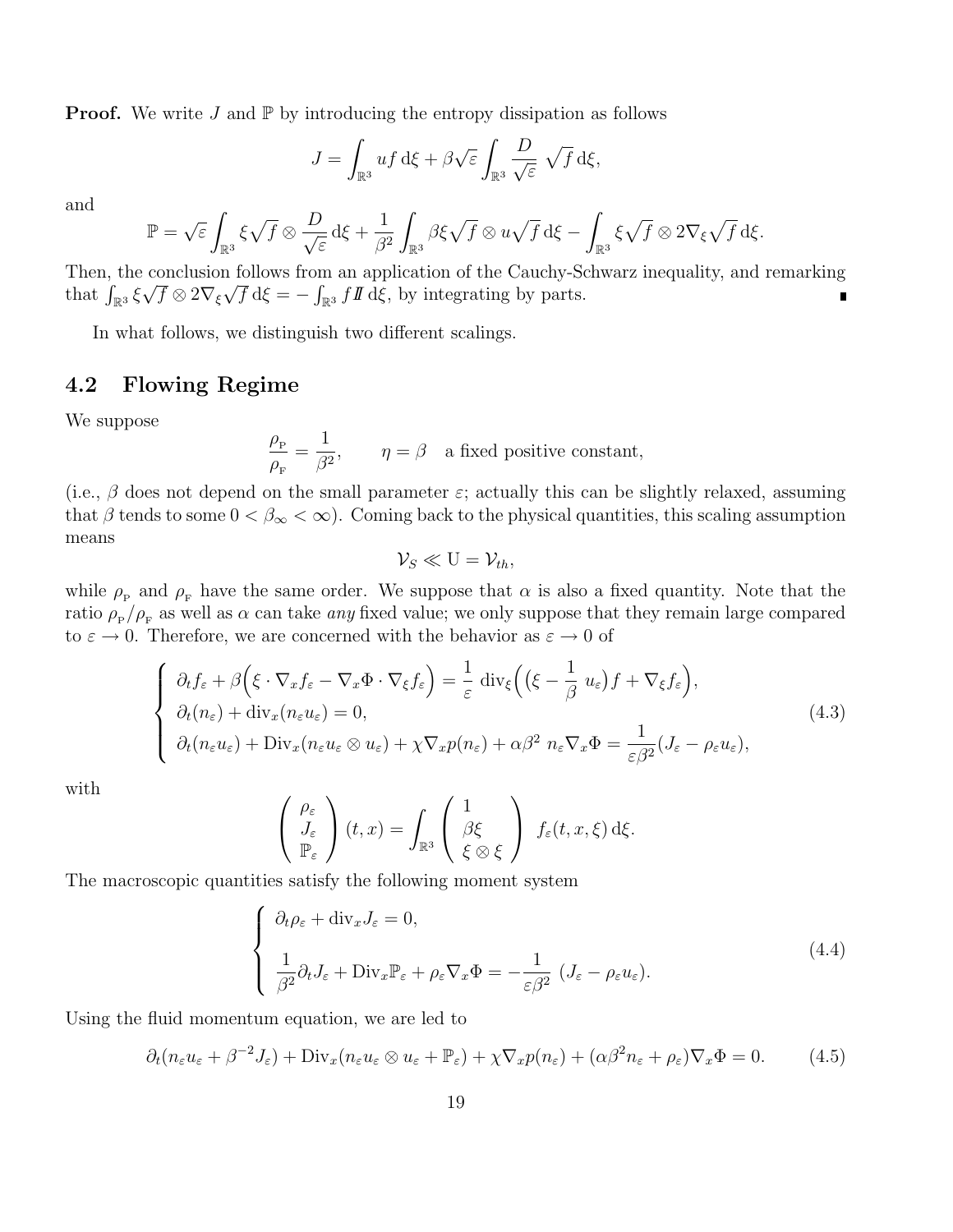**Proof.** We write $J$ and $\mathbb{P}$ by introducing the entropy dissipation as follows

$$J = \int_{\mathbb{R}^3} uf \, \mathrm{d}\xi + \beta\sqrt{\varepsilon} \int_{\mathbb{R}^3} \frac{D}{\sqrt{\varepsilon}} \, \sqrt{f} \, \mathrm{d}\xi,$$

and

$$\mathbb{P} = \sqrt{\varepsilon} \int_{\mathbb{R}^3} \xi \sqrt{f} \otimes \frac{D}{\sqrt{\varepsilon}} \, \mathrm{d}\xi + \frac{1}{\beta^2} \int_{\mathbb{R}^3} \beta\xi\sqrt{f} \otimes u\sqrt{f} \, \mathrm{d}\xi - \int_{\mathbb{R}^3} \xi\sqrt{f} \otimes 2\nabla_\xi \sqrt{f} \, \mathrm{d}\xi.$$

Then, the conclusion follows from an application of the Cauchy-Schwarz inequality, and remarking that $\int_{\mathbb{R}^3} \xi\sqrt{f} \otimes 2\nabla_\xi \sqrt{f} \, \mathrm{d}\xi = -\int_{\mathbb{R}^3} f \mathbb{I} \, \mathrm{d}\xi$, by integrating by parts. ∎

In what follows, we distinguish two different scalings.

## 4.2 Flowing Regime

We suppose

$$\frac{\rho_{\mathrm{P}}}{\rho_{\mathrm{F}}} = \frac{1}{\beta^2}, \qquad \eta = \beta \quad \text{a fixed positive constant,}$$

(i.e., $\beta$ does not depend on the small parameter $\varepsilon$; actually this can be slightly relaxed, assuming that $\beta$ tends to some $0 < \beta_\infty < \infty$). Coming back to the physical quantities, this scaling assumption means

$$\mathcal{V}_S \ll \mathrm{U} = \mathcal{V}_{th},$$

while $\rho_{\mathrm{P}}$ and $\rho_{\mathrm{F}}$ have the same order. We suppose that $\alpha$ is also a fixed quantity. Note that the ratio $\rho_{\mathrm{P}}/\rho_{\mathrm{F}}$ as well as $\alpha$ can take *any* fixed value; we only suppose that they remain large compared to $\varepsilon \to 0$. Therefore, we are concerned with the behavior as $\varepsilon \to 0$ of

$$\left\{ \begin{array}{l} \partial_t f_\varepsilon + \beta\Big(\xi \cdot \nabla_x f_\varepsilon - \nabla_x \Phi \cdot \nabla_\xi f_\varepsilon\Big) = \dfrac{1}{\varepsilon} \, \mathrm{div}_\xi\Big(\big(\xi - \dfrac{1}{\beta} \, u_\varepsilon\big) f + \nabla_\xi f_\varepsilon\Big), \\ \partial_t(n_\varepsilon) + \mathrm{div}_x(n_\varepsilon u_\varepsilon) = 0, \\ \partial_t(n_\varepsilon u_\varepsilon) + \mathrm{Div}_x(n_\varepsilon u_\varepsilon \otimes u_\varepsilon) + \chi\nabla_x p(n_\varepsilon) + \alpha\beta^2 \, n_\varepsilon \nabla_x \Phi = \dfrac{1}{\varepsilon\beta^2}(J_\varepsilon - \rho_\varepsilon u_\varepsilon), \end{array} \right. \tag{4.3}$$

with

$$\begin{pmatrix} \rho_\varepsilon \\ J_\varepsilon \\ \mathbb{P}_\varepsilon \end{pmatrix} (t, x) = \int_{\mathbb{R}^3} \begin{pmatrix} 1 \\ \beta\xi \\ \xi \otimes \xi \end{pmatrix} \, f_\varepsilon(t, x, \xi) \, \mathrm{d}\xi.$$

The macroscopic quantities satisfy the following moment system

$$\left\{ \begin{array}{l} \partial_t \rho_\varepsilon + \mathrm{div}_x J_\varepsilon = 0, \\ \\ \dfrac{1}{\beta^2} \partial_t J_\varepsilon + \mathrm{Div}_x \mathbb{P}_\varepsilon + \rho_\varepsilon \nabla_x \Phi = -\dfrac{1}{\varepsilon\beta^2} \, (J_\varepsilon - \rho_\varepsilon u_\varepsilon). \end{array} \right. \tag{4.4}$$

Using the fluid momentum equation, we are led to

$$\partial_t(n_\varepsilon u_\varepsilon + \beta^{-2} J_\varepsilon) + \mathrm{Div}_x(n_\varepsilon u_\varepsilon \otimes u_\varepsilon + \mathbb{P}_\varepsilon) + \chi\nabla_x p(n_\varepsilon) + (\alpha\beta^2 n_\varepsilon + \rho_\varepsilon)\nabla_x \Phi = 0. \tag{4.5}$$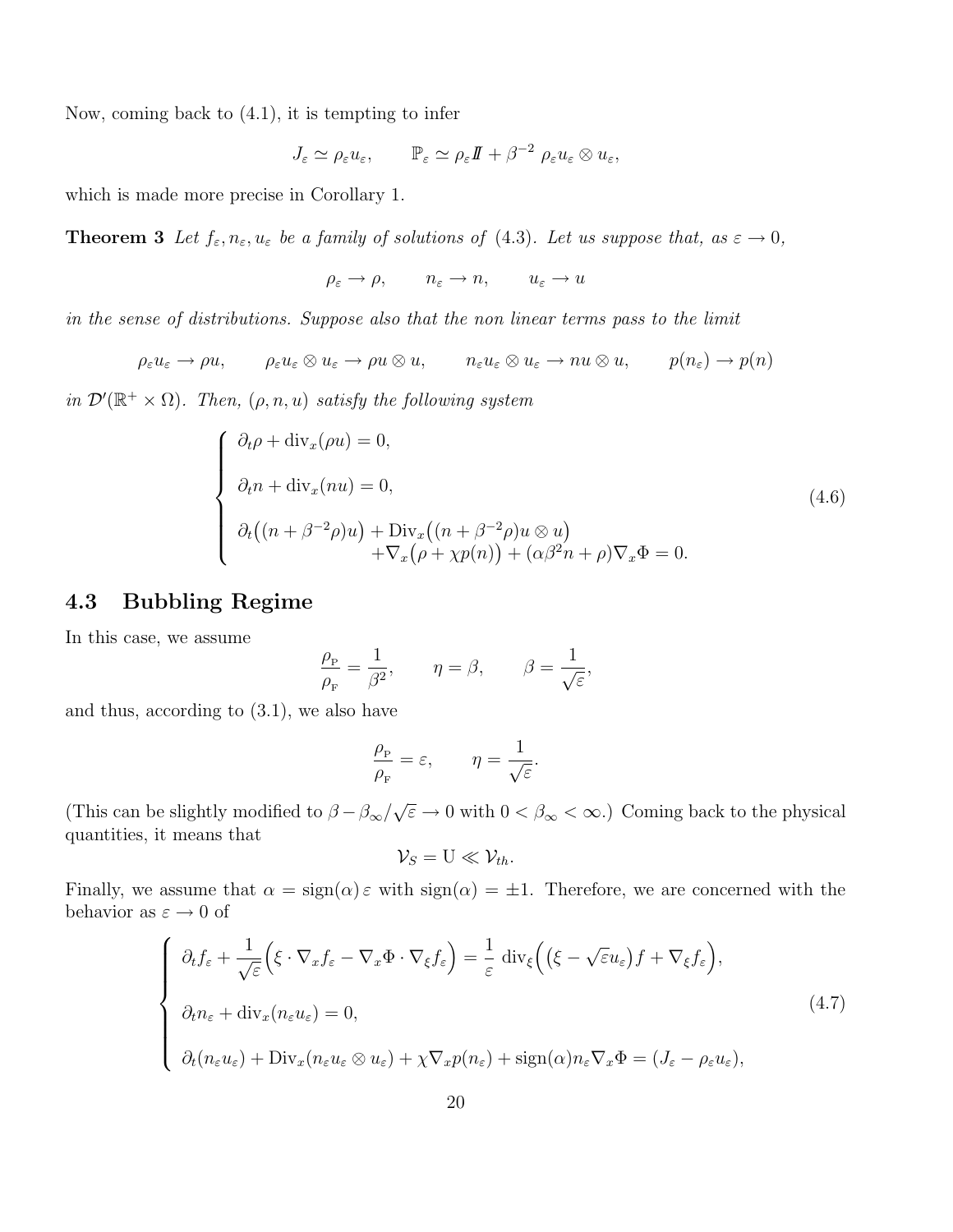Now, coming back to (4.1), it is tempting to infer

$$J_\varepsilon \simeq \rho_\varepsilon u_\varepsilon, \qquad \mathbb{P}_\varepsilon \simeq \rho_\varepsilon I\!I + \beta^{-2}\ \rho_\varepsilon u_\varepsilon \otimes u_\varepsilon,$$

which is made more precise in Corollary 1.

**Theorem 3** *Let $f_\varepsilon, n_\varepsilon, u_\varepsilon$ be a family of solutions of* (4.3)*. Let us suppose that, as $\varepsilon \to 0$,*

$$\rho_\varepsilon \to \rho, \qquad n_\varepsilon \to n, \qquad u_\varepsilon \to u$$

*in the sense of distributions. Suppose also that the non linear terms pass to the limit*

$$\rho_\varepsilon u_\varepsilon \to \rho u, \qquad \rho_\varepsilon u_\varepsilon \otimes u_\varepsilon \to \rho u \otimes u, \qquad n_\varepsilon u_\varepsilon \otimes u_\varepsilon \to n u \otimes u, \qquad p(n_\varepsilon) \to p(n)$$

*in $\mathcal{D}'(\mathbb{R}^+ \times \Omega)$. Then, $(\rho, n, u)$ satisfy the following system*

$$\left\{ \begin{array}{l} \partial_t \rho + \mathrm{div}_x(\rho u) = 0, \\[2mm] \partial_t n + \mathrm{div}_x(n u) = 0, \\[2mm] \partial_t\big((n + \beta^{-2}\rho)u\big) + \mathrm{Div}_x\big((n + \beta^{-2}\rho)u \otimes u\big) \\ \qquad\qquad + \nabla_x\big(\rho + \chi p(n)\big) + (\alpha\beta^2 n + \rho)\nabla_x \Phi = 0. \end{array} \right. \tag{4.6}$$

## 4.3 Bubbling Regime

In this case, we assume

$$\frac{\rho_{\rm P}}{\rho_{\rm F}} = \frac{1}{\beta^2}, \qquad \eta = \beta, \qquad \beta = \frac{1}{\sqrt{\varepsilon}},$$

and thus, according to (3.1), we also have

$$\frac{\rho_{\rm P}}{\rho_{\rm F}} = \varepsilon, \qquad \eta = \frac{1}{\sqrt{\varepsilon}}.$$

(This can be slightly modified to $\beta - \beta_\infty/\sqrt{\varepsilon} \to 0$ with $0 < \beta_\infty < \infty$.) Coming back to the physical quantities, it means that

$$\mathcal{V}_S = \mathrm{U} \ll \mathcal{V}_{th}.$$

Finally, we assume that $\alpha = \mathrm{sign}(\alpha)\,\varepsilon$ with $\mathrm{sign}(\alpha) = \pm 1$. Therefore, we are concerned with the behavior as $\varepsilon \to 0$ of

$$\left\{ \begin{array}{l} \partial_t f_\varepsilon + \dfrac{1}{\sqrt{\varepsilon}}\Big(\xi \cdot \nabla_x f_\varepsilon - \nabla_x \Phi \cdot \nabla_\xi f_\varepsilon\Big) = \dfrac{1}{\varepsilon}\ \mathrm{div}_\xi\Big(\big(\xi - \sqrt{\varepsilon} u_\varepsilon\big) f + \nabla_\xi f_\varepsilon\Big), \\[4mm] \partial_t n_\varepsilon + \mathrm{div}_x(n_\varepsilon u_\varepsilon) = 0, \\[4mm] \partial_t(n_\varepsilon u_\varepsilon) + \mathrm{Div}_x(n_\varepsilon u_\varepsilon \otimes u_\varepsilon) + \chi \nabla_x p(n_\varepsilon) + \mathrm{sign}(\alpha) n_\varepsilon \nabla_x \Phi = (J_\varepsilon - \rho_\varepsilon u_\varepsilon), \end{array} \right. \tag{4.7}$$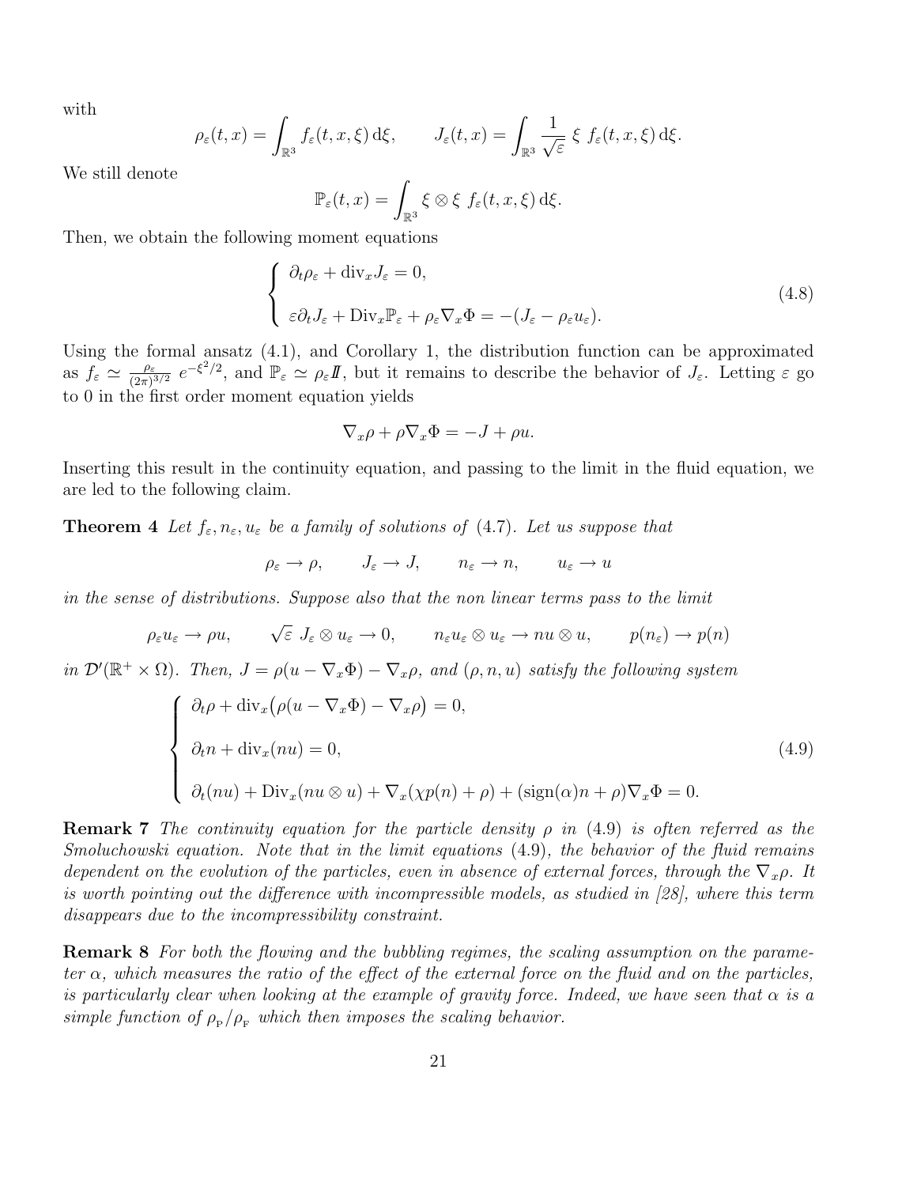with

$$\rho_\varepsilon(t,x) = \int_{\mathbb{R}^3} f_\varepsilon(t,x,\xi)\,\mathrm{d}\xi, \qquad J_\varepsilon(t,x) = \int_{\mathbb{R}^3} \frac{1}{\sqrt{\varepsilon}}\;\xi\; f_\varepsilon(t,x,\xi)\,\mathrm{d}\xi.$$

We still denote

$$\mathbb{P}_\varepsilon(t,x) = \int_{\mathbb{R}^3} \xi\otimes\xi\; f_\varepsilon(t,x,\xi)\,\mathrm{d}\xi.$$

Then, we obtain the following moment equations

$$\left\{\begin{array}{l} \partial_t \rho_\varepsilon + \mathrm{div}_x J_\varepsilon = 0, \\[2mm] \varepsilon \partial_t J_\varepsilon + \mathrm{Div}_x \mathbb{P}_\varepsilon + \rho_\varepsilon \nabla_x \Phi = -(J_\varepsilon - \rho_\varepsilon u_\varepsilon). \end{array}\right. \tag{4.8}$$

Using the formal ansatz (4.1), and Corollary 1, the distribution function can be approximated as $f_\varepsilon \simeq \frac{\rho_\varepsilon}{(2\pi)^{3/2}}\; e^{-\xi^2/2}$, and $\mathbb{P}_\varepsilon \simeq \rho_\varepsilon \mathbb{I}$, but it remains to describe the behavior of $J_\varepsilon$. Letting $\varepsilon$ go to 0 in the first order moment equation yields

$$\nabla_x \rho + \rho \nabla_x \Phi = -J + \rho u.$$

Inserting this result in the continuity equation, and passing to the limit in the fluid equation, we are led to the following claim.

**Theorem 4** *Let $f_\varepsilon, n_\varepsilon, u_\varepsilon$ be a family of solutions of (4.7). Let us suppose that*

$$\rho_\varepsilon \to \rho, \qquad J_\varepsilon \to J, \qquad n_\varepsilon \to n, \qquad u_\varepsilon \to u$$

*in the sense of distributions. Suppose also that the non linear terms pass to the limit*

$$\rho_\varepsilon u_\varepsilon \to \rho u, \qquad \sqrt{\varepsilon}\; J_\varepsilon \otimes u_\varepsilon \to 0, \qquad n_\varepsilon u_\varepsilon \otimes u_\varepsilon \to n u \otimes u, \qquad p(n_\varepsilon) \to p(n)$$

*in $\mathcal{D}'(\mathbb{R}^+ \times \Omega)$. Then, $J = \rho(u - \nabla_x \Phi) - \nabla_x \rho$, and $(\rho, n, u)$ satisfy the following system*

$$\left\{\begin{array}{l} \partial_t \rho + \mathrm{div}_x\big(\rho(u - \nabla_x \Phi) - \nabla_x \rho\big) = 0, \\[2mm] \partial_t n + \mathrm{div}_x(nu) = 0, \\[2mm] \partial_t(nu) + \mathrm{Div}_x(nu\otimes u) + \nabla_x(\chi p(n) + \rho) + (\mathrm{sign}(\alpha) n + \rho)\nabla_x \Phi = 0. \end{array}\right. \tag{4.9}$$

**Remark 7** *The continuity equation for the particle density $\rho$ in (4.9) is often referred as the Smoluchowski equation. Note that in the limit equations (4.9), the behavior of the fluid remains dependent on the evolution of the particles, even in absence of external forces, through the $\nabla_x \rho$. It is worth pointing out the difference with incompressible models, as studied in [28], where this term disappears due to the incompressibility constraint.*

**Remark 8** *For both the flowing and the bubbling regimes, the scaling assumption on the parameter $\alpha$, which measures the ratio of the effect of the external force on the fluid and on the particles, is particularly clear when looking at the example of gravity force. Indeed, we have seen that $\alpha$ is a simple function of $\rho_{\mathrm{P}}/\rho_{\mathrm{F}}$ which then imposes the scaling behavior.*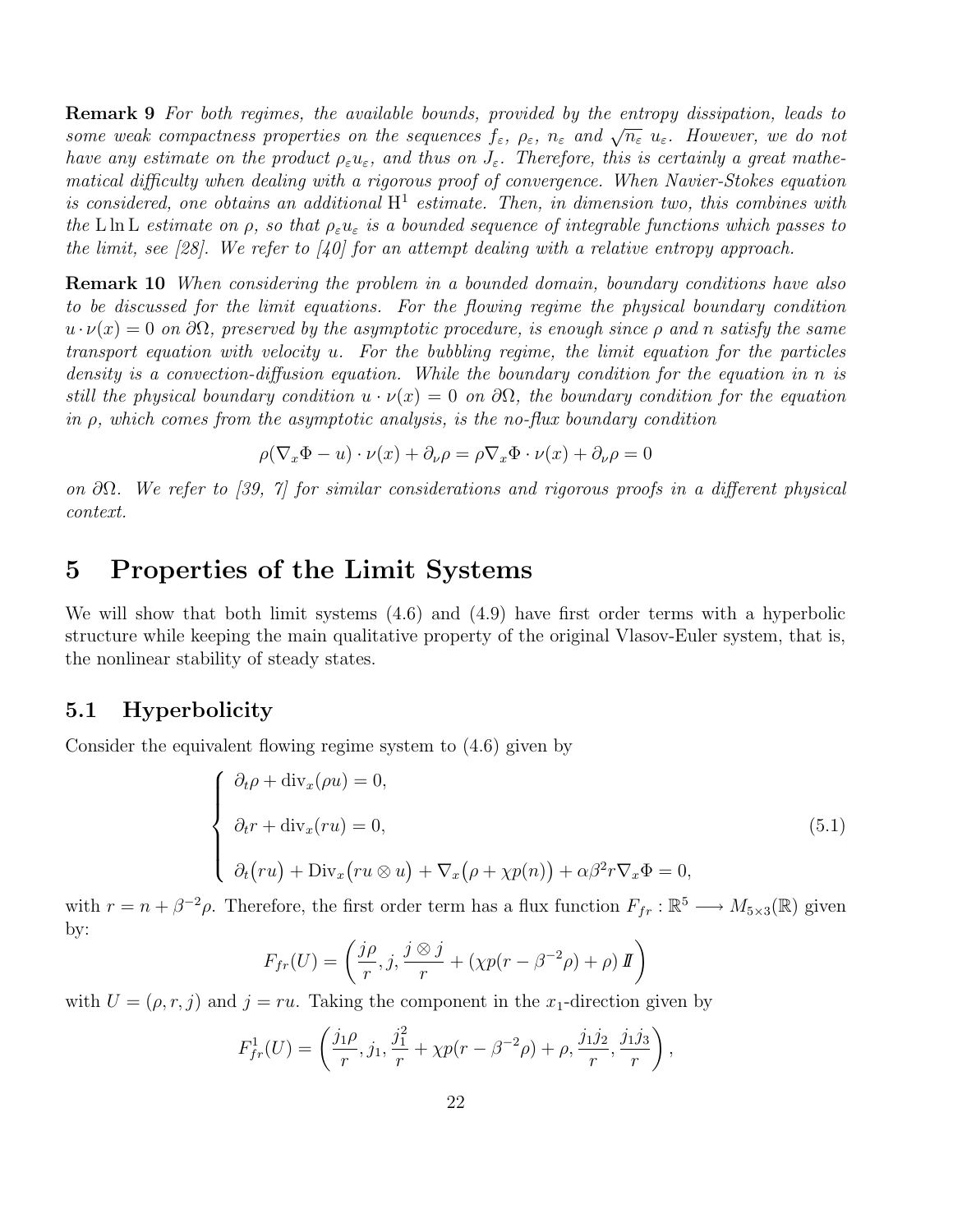**Remark 9** *For both regimes, the available bounds, provided by the entropy dissipation, leads to some weak compactness properties on the sequences $f_\varepsilon$, $\rho_\varepsilon$, $n_\varepsilon$ and $\sqrt{n_\varepsilon}\ u_\varepsilon$. However, we do not have any estimate on the product $\rho_\varepsilon u_\varepsilon$, and thus on $J_\varepsilon$. Therefore, this is certainly a great mathematical difficulty when dealing with a rigorous proof of convergence. When Navier-Stokes equation is considered, one obtains an additional $\mathrm{H}^1$ estimate. Then, in dimension two, this combines with the $\mathrm{L}\ln\mathrm{L}$ estimate on $\rho$, so that $\rho_\varepsilon u_\varepsilon$ is a bounded sequence of integrable functions which passes to the limit, see [28]. We refer to [40] for an attempt dealing with a relative entropy approach.*

**Remark 10** *When considering the problem in a bounded domain, boundary conditions have also to be discussed for the limit equations. For the flowing regime the physical boundary condition $u \cdot \nu(x) = 0$ on $\partial\Omega$, preserved by the asymptotic procedure, is enough since $\rho$ and $n$ satisfy the same transport equation with velocity $u$. For the bubbling regime, the limit equation for the particles density is a convection-diffusion equation. While the boundary condition for the equation in $n$ is still the physical boundary condition $u \cdot \nu(x) = 0$ on $\partial\Omega$, the boundary condition for the equation in $\rho$, which comes from the asymptotic analysis, is the no-flux boundary condition*

$$\rho(\nabla_x\Phi - u)\cdot\nu(x) + \partial_\nu\rho = \rho\nabla_x\Phi\cdot\nu(x) + \partial_\nu\rho = 0$$

*on $\partial\Omega$. We refer to [39, 7] for similar considerations and rigorous proofs in a different physical context.*

# 5 Properties of the Limit Systems

We will show that both limit systems (4.6) and (4.9) have first order terms with a hyperbolic structure while keeping the main qualitative property of the original Vlasov-Euler system, that is, the nonlinear stability of steady states.

## 5.1 Hyperbolicity

Consider the equivalent flowing regime system to (4.6) given by

$$\begin{cases} \partial_t\rho + \mathrm{div}_x(\rho u) = 0, \\[2mm] \partial_t r + \mathrm{div}_x(r u) = 0, \\[2mm] \partial_t\big(ru\big) + \mathrm{Div}_x\big(ru\otimes u\big) + \nabla_x\big(\rho + \chi p(n)\big) + \alpha\beta^2 r\nabla_x\Phi = 0, \end{cases} \tag{5.1}$$

with $r = n + \beta^{-2}\rho$. Therefore, the first order term has a flux function $F_{fr} : \mathbb{R}^5 \longrightarrow M_{5\times 3}(\mathbb{R})$ given by:

$$F_{fr}(U) = \left(\frac{j\rho}{r}, j, \frac{j\otimes j}{r} + \left(\chi p(r - \beta^{-2}\rho) + \rho\right) I\!I\right)$$

with $U = (\rho, r, j)$ and $j = ru$. Taking the component in the $x_1$-direction given by

$$F^1_{fr}(U) = \left(\frac{j_1\rho}{r}, j_1, \frac{j_1^2}{r} + \chi p(r - \beta^{-2}\rho) + \rho, \frac{j_1 j_2}{r}, \frac{j_1 j_3}{r}\right),$$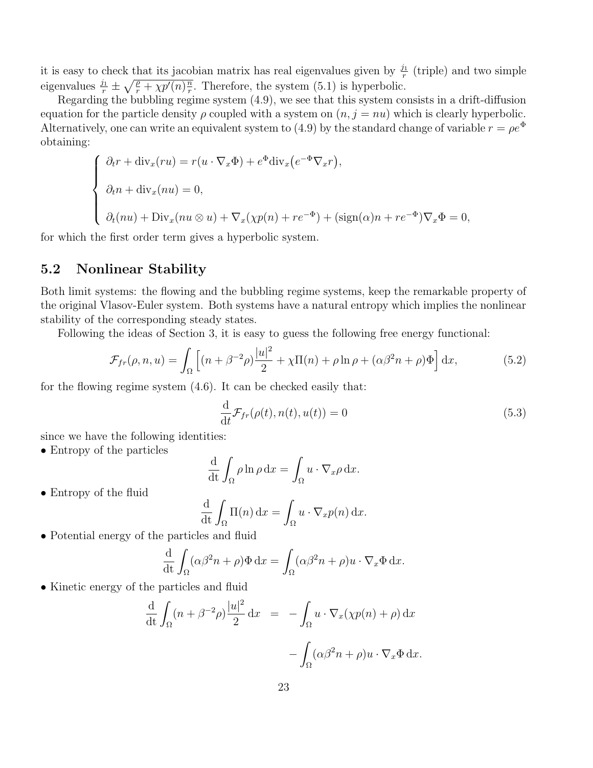it is easy to check that its jacobian matrix has real eigenvalues given by $\frac{j_1}{r}$ (triple) and two simple eigenvalues $\frac{j_1}{r} \pm \sqrt{\frac{\rho}{r} + \chi p'(n)\frac{n}{r}}$. Therefore, the system (5.1) is hyperbolic.

Regarding the bubbling regime system (4.9), we see that this system consists in a drift-diffusion equation for the particle density $\rho$ coupled with a system on $(n, j = nu)$ which is clearly hyperbolic. Alternatively, one can write an equivalent system to (4.9) by the standard change of variable $r = \rho e^\Phi$ obtaining:

$$
\begin{cases}
\partial_t r + \mathrm{div}_x(ru) = r(u \cdot \nabla_x \Phi) + e^\Phi \mathrm{div}_x\big(e^{-\Phi}\nabla_x r\big), \\[2mm]
\partial_t n + \mathrm{div}_x(nu) = 0, \\[2mm]
\partial_t(nu) + \mathrm{Div}_x(nu \otimes u) + \nabla_x(\chi p(n) + re^{-\Phi}) + (\mathrm{sign}(\alpha)n + re^{-\Phi})\nabla_x \Phi = 0,
\end{cases}
$$

for which the first order term gives a hyperbolic system.

## 5.2 Nonlinear Stability

Both limit systems: the flowing and the bubbling regime systems, keep the remarkable property of the original Vlasov-Euler system. Both systems have a natural entropy which implies the nonlinear stability of the corresponding steady states.

Following the ideas of Section 3, it is easy to guess the following free energy functional:

$$
\mathcal{F}_{fr}(\rho, n, u) = \int_\Omega \Big[(n + \beta^{-2}\rho)\frac{|u|^2}{2} + \chi\Pi(n) + \rho\ln\rho + (\alpha\beta^2 n + \rho)\Phi\Big]\,\mathrm{d}x, \tag{5.2}
$$

for the flowing regime system (4.6). It can be checked easily that:

$$
\frac{\mathrm{d}}{\mathrm{dt}}\mathcal{F}_{fr}(\rho(t), n(t), u(t)) = 0 \tag{5.3}
$$

since we have the following identities:

• Entropy of the particles

$$
\frac{\mathrm{d}}{\mathrm{dt}}\int_\Omega \rho\ln\rho\,\mathrm{d}x = \int_\Omega u \cdot \nabla_x \rho\,\mathrm{d}x.
$$

• Entropy of the fluid

$$
\frac{\mathrm{d}}{\mathrm{dt}}\int_\Omega \Pi(n)\,\mathrm{d}x = \int_\Omega u \cdot \nabla_x p(n)\,\mathrm{d}x.
$$

• Potential energy of the particles and fluid

$$
\frac{\mathrm{d}}{\mathrm{dt}}\int_\Omega (\alpha\beta^2 n + \rho)\Phi\,\mathrm{d}x = \int_\Omega (\alpha\beta^2 n + \rho) u \cdot \nabla_x \Phi\,\mathrm{d}x.
$$

• Kinetic energy of the particles and fluid

$$
\begin{aligned}
\frac{\mathrm{d}}{\mathrm{dt}}\int_\Omega (n + \beta^{-2}\rho)\frac{|u|^2}{2}\,\mathrm{d}x &= -\int_\Omega u \cdot \nabla_x(\chi p(n) + \rho)\,\mathrm{d}x \\
&\quad - \int_\Omega (\alpha\beta^2 n + \rho) u \cdot \nabla_x \Phi\,\mathrm{d}x.
\end{aligned}
$$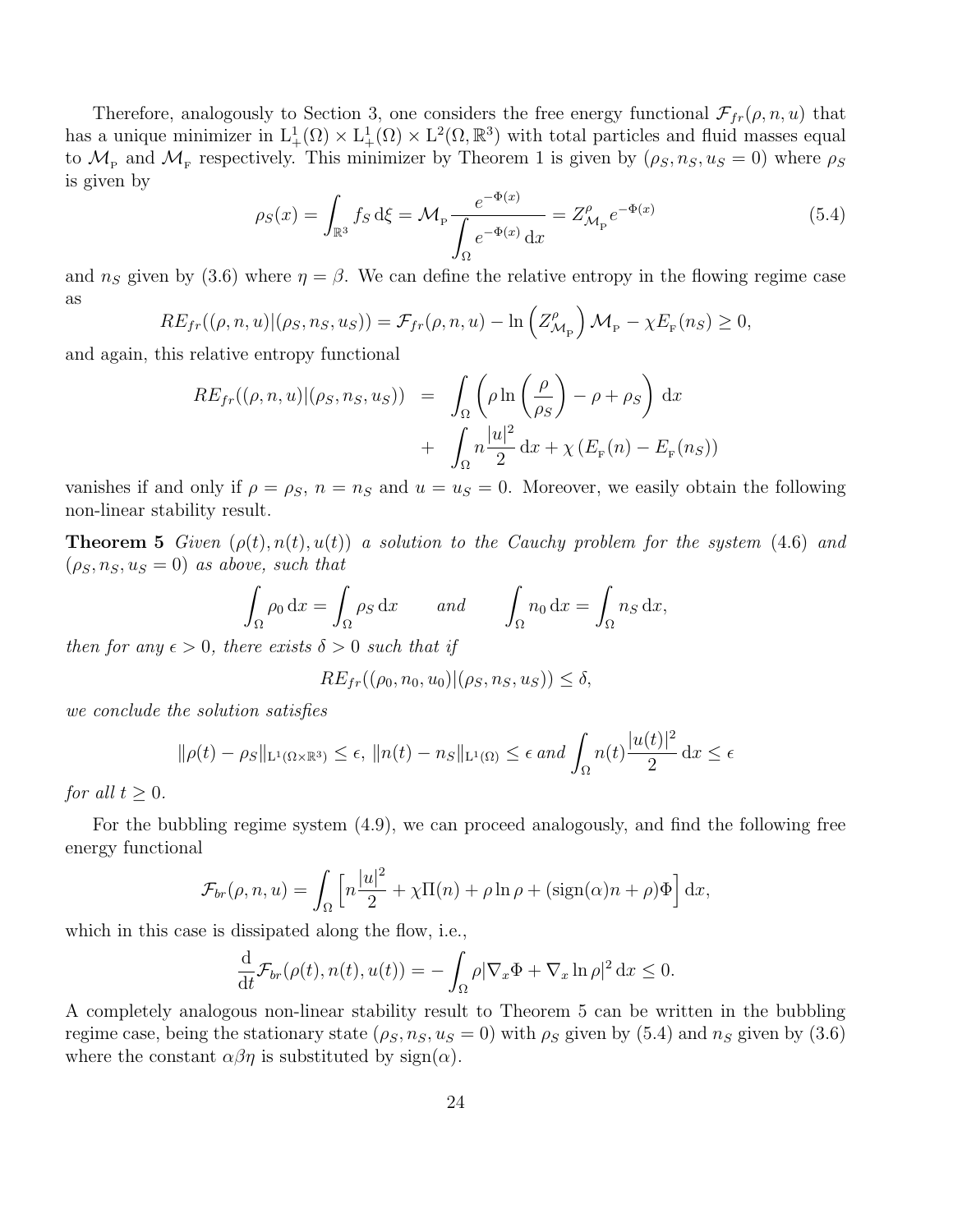Therefore, analogously to Section 3, one considers the free energy functional $\mathcal{F}_{fr}(\rho, n, u)$ that has a unique minimizer in $\mathrm{L}^1_+(\Omega) \times \mathrm{L}^1_+(\Omega) \times \mathrm{L}^2(\Omega, \mathbb{R}^3)$ with total particles and fluid masses equal to $\mathcal{M}_{\mathrm{P}}$ and $\mathcal{M}_{\mathrm{F}}$ respectively. This minimizer by Theorem 1 is given by $(\rho_S, n_S, u_S = 0)$ where $\rho_S$ is given by

$$\rho_S(x) = \int_{\mathbb{R}^3} f_S \,\mathrm{d}\xi = \mathcal{M}_{\mathrm{P}} \frac{e^{-\Phi(x)}}{\displaystyle\int_\Omega e^{-\Phi(x)} \,\mathrm{d}x} = Z^\rho_{\mathcal{M}_{\mathrm{P}}} e^{-\Phi(x)} \tag{5.4}$$

and $n_S$ given by (3.6) where $\eta = \beta$. We can define the relative entropy in the flowing regime case as

$$RE_{fr}((\rho, n, u)|(\rho_S, n_S, u_S)) = \mathcal{F}_{fr}(\rho, n, u) - \ln\left(Z^\rho_{\mathcal{M}_{\mathrm{P}}}\right)\mathcal{M}_{\mathrm{P}} - \chi E_{\mathrm{F}}(n_S) \geq 0,$$

and again, this relative entropy functional

$$\begin{aligned} RE_{fr}((\rho, n, u)|(\rho_S, n_S, u_S)) &= \int_\Omega \left(\rho \ln\left(\frac{\rho}{\rho_S}\right) - \rho + \rho_S\right) \mathrm{d}x \\ &+ \int_\Omega n \frac{|u|^2}{2} \,\mathrm{d}x + \chi\left(E_{\mathrm{F}}(n) - E_{\mathrm{F}}(n_S)\right) \end{aligned}$$

vanishes if and only if $\rho = \rho_S$, $n = n_S$ and $u = u_S = 0$. Moreover, we easily obtain the following non-linear stability result.

**Theorem 5** *Given $(\rho(t), n(t), u(t))$ a solution to the Cauchy problem for the system* (4.6) *and $(\rho_S, n_S, u_S = 0)$ as above, such that*

$$\int_\Omega \rho_0 \,\mathrm{d}x = \int_\Omega \rho_S \,\mathrm{d}x \qquad \text{and} \qquad \int_\Omega n_0 \,\mathrm{d}x = \int_\Omega n_S \,\mathrm{d}x,$$

*then for any $\epsilon > 0$, there exists $\delta > 0$ such that if*

$$RE_{fr}((\rho_0, n_0, u_0)|(\rho_S, n_S, u_S)) \leq \delta,$$

*we conclude the solution satisfies*

$$\|\rho(t) - \rho_S\|_{\mathrm{L}^1(\Omega\times\mathbb{R}^3)} \leq \epsilon,\ \|n(t) - n_S\|_{\mathrm{L}^1(\Omega)} \leq \epsilon \text{ and } \int_\Omega n(t) \frac{|u(t)|^2}{2} \,\mathrm{d}x \leq \epsilon$$

*for all $t \geq 0$.*

For the bubbling regime system (4.9), we can proceed analogously, and find the following free energy functional

$$\mathcal{F}_{br}(\rho, n, u) = \int_\Omega \left[n\frac{|u|^2}{2} + \chi\Pi(n) + \rho\ln\rho + (\mathrm{sign}(\alpha)n + \rho)\Phi\right] \mathrm{d}x,$$

which in this case is dissipated along the flow, i.e.,

$$\frac{\mathrm{d}}{\mathrm{d}t}\mathcal{F}_{br}(\rho(t), n(t), u(t)) = -\int_\Omega \rho|\nabla_x\Phi + \nabla_x \ln\rho|^2 \,\mathrm{d}x \leq 0.$$

A completely analogous non-linear stability result to Theorem 5 can be written in the bubbling regime case, being the stationary state $(\rho_S, n_S, u_S = 0)$ with $\rho_S$ given by (5.4) and $n_S$ given by (3.6) where the constant $\alpha\beta\eta$ is substituted by $\mathrm{sign}(\alpha)$.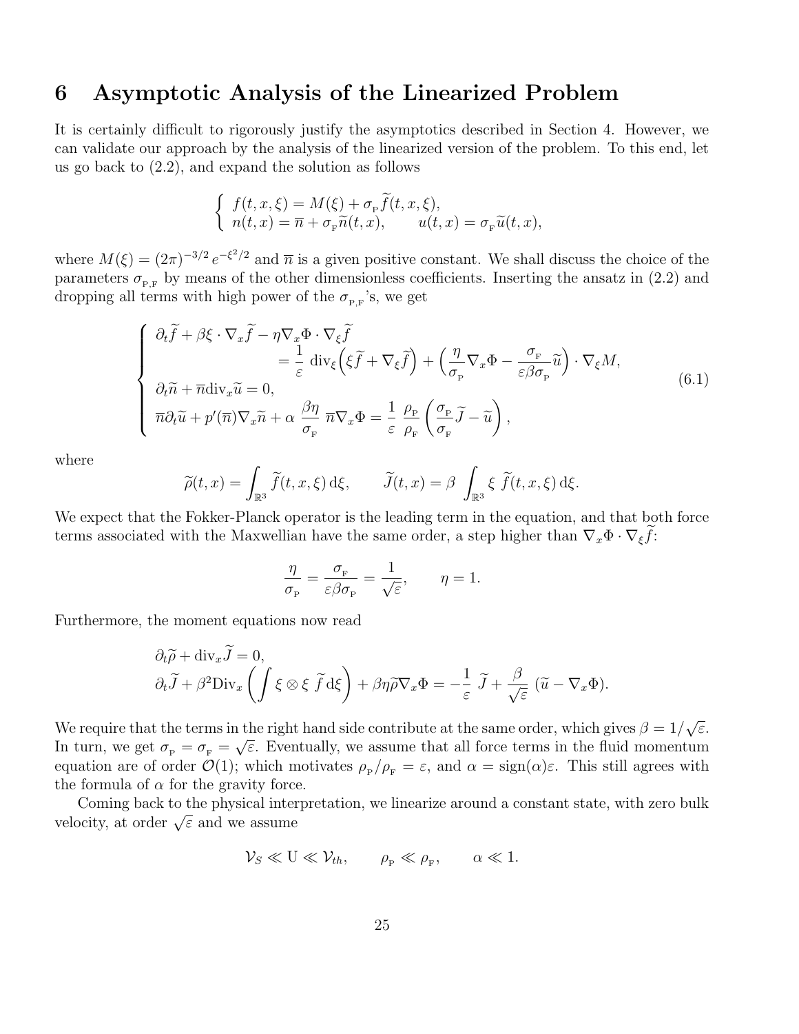# 6 Asymptotic Analysis of the Linearized Problem

It is certainly difficult to rigorously justify the asymptotics described in Section 4. However, we can validate our approach by the analysis of the linearized version of the problem. To this end, let us go back to (2.2), and expand the solution as follows

$$
\begin{cases}
f(t,x,\xi) = M(\xi) + \sigma_{\mathrm{P}} \widetilde{f}(t,x,\xi), \\
n(t,x) = \overline{n} + \sigma_{\mathrm{F}} \widetilde{n}(t,x), \qquad u(t,x) = \sigma_{\mathrm{F}} \widetilde{u}(t,x),
\end{cases}
$$

where $M(\xi) = (2\pi)^{-3/2}\, e^{-\xi^2/2}$ and $\overline{n}$ is a given positive constant. We shall discuss the choice of the parameters $\sigma_{\mathrm{P,F}}$ by means of the other dimensionless coefficients. Inserting the ansatz in (2.2) and dropping all terms with high power of the $\sigma_{\mathrm{P,F}}$'s, we get

$$
\begin{cases}
\partial_t \widetilde{f} + \beta \xi \cdot \nabla_x \widetilde{f} - \eta \nabla_x \Phi \cdot \nabla_\xi \widetilde{f} \\
\qquad\qquad = \dfrac{1}{\varepsilon}\, \mathrm{div}_\xi \Big( \xi \widetilde{f} + \nabla_\xi \widetilde{f} \Big) + \Big( \dfrac{\eta}{\sigma_{\mathrm{P}}} \nabla_x \Phi - \dfrac{\sigma_{\mathrm{F}}}{\varepsilon \beta \sigma_{\mathrm{P}}} \widetilde{u} \Big) \cdot \nabla_\xi M, \\
\partial_t \widetilde{n} + \overline{n}\, \mathrm{div}_x \widetilde{u} = 0, \\
\overline{n} \partial_t \widetilde{u} + p'(\overline{n}) \nabla_x \widetilde{n} + \alpha\, \dfrac{\beta \eta}{\sigma_{\mathrm{F}}}\, \overline{n} \nabla_x \Phi = \dfrac{1}{\varepsilon}\, \dfrac{\rho_{\mathrm{P}}}{\rho_{\mathrm{F}}} \left( \dfrac{\sigma_{\mathrm{P}}}{\sigma_{\mathrm{F}}} \widetilde{J} - \widetilde{u} \right),
\end{cases}
\tag{6.1}
$$

where

$$
\widetilde{\rho}(t,x) = \int_{\mathbb{R}^3} \widetilde{f}(t,x,\xi)\, \mathrm{d}\xi, \qquad \widetilde{J}(t,x) = \beta \int_{\mathbb{R}^3} \xi\ \widetilde{f}(t,x,\xi)\, \mathrm{d}\xi.
$$

We expect that the Fokker-Planck operator is the leading term in the equation, and that both force terms associated with the Maxwellian have the same order, a step higher than $\nabla_x \Phi \cdot \nabla_\xi \widetilde{f}$:

$$
\frac{\eta}{\sigma_{\mathrm{P}}} = \frac{\sigma_{\mathrm{F}}}{\varepsilon \beta \sigma_{\mathrm{P}}} = \frac{1}{\sqrt{\varepsilon}}, \qquad \eta = 1.
$$

Furthermore, the moment equations now read

$$
\begin{aligned}
&\partial_t \widetilde{\rho} + \mathrm{div}_x \widetilde{J} = 0, \\
&\partial_t \widetilde{J} + \beta^2 \mathrm{Div}_x \left( \int \xi \otimes \xi\ \widetilde{f}\, \mathrm{d}\xi \right) + \beta \eta \widetilde{\rho} \nabla_x \Phi = -\frac{1}{\varepsilon}\ \widetilde{J} + \frac{\beta}{\sqrt{\varepsilon}}\ (\widetilde{u} - \nabla_x \Phi).
\end{aligned}
$$

We require that the terms in the right hand side contribute at the same order, which gives $\beta = 1/\sqrt{\varepsilon}$. In turn, we get $\sigma_{\mathrm{P}} = \sigma_{\mathrm{F}} = \sqrt{\varepsilon}$. Eventually, we assume that all force terms in the fluid momentum equation are of order $\mathcal{O}(1)$; which motivates $\rho_{\mathrm{P}}/\rho_{\mathrm{F}} = \varepsilon$, and $\alpha = \mathrm{sign}(\alpha)\varepsilon$. This still agrees with the formula of $\alpha$ for the gravity force.

Coming back to the physical interpretation, we linearize around a constant state, with zero bulk velocity, at order $\sqrt{\varepsilon}$ and we assume

$$
\mathcal{V}_S \ll \mathrm{U} \ll \mathcal{V}_{th}, \qquad \rho_{\mathrm{P}} \ll \rho_{\mathrm{F}}, \qquad \alpha \ll 1.
$$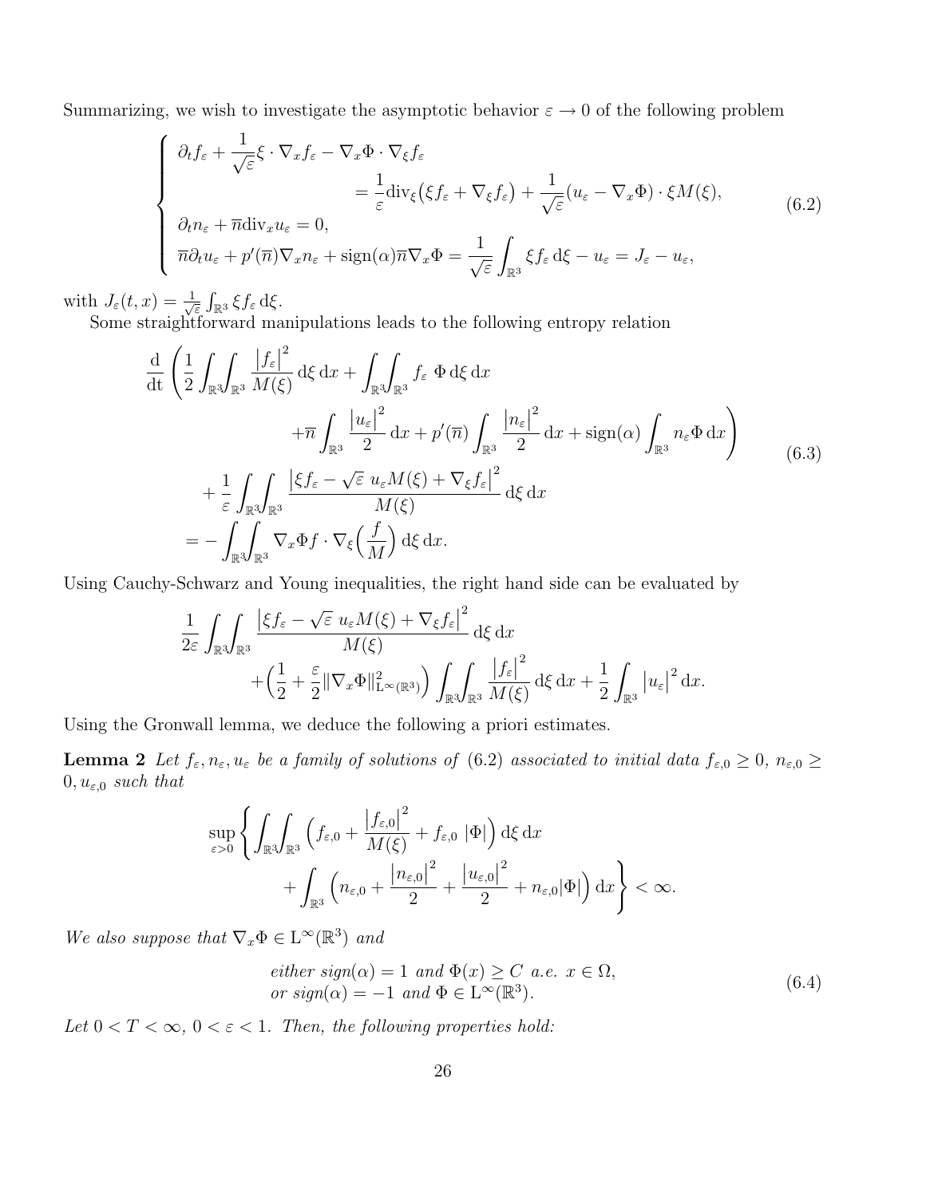Summarizing, we wish to investigate the asymptotic behavior $\varepsilon \to 0$ of the following problem

$$
\left\{
\begin{array}{l}
\partial_t f_\varepsilon + \dfrac{1}{\sqrt{\varepsilon}} \xi \cdot \nabla_x f_\varepsilon - \nabla_x \Phi \cdot \nabla_\xi f_\varepsilon \\
\qquad\qquad\qquad = \dfrac{1}{\varepsilon} \mathrm{div}_\xi \big( \xi f_\varepsilon + \nabla_\xi f_\varepsilon \big) + \dfrac{1}{\sqrt{\varepsilon}} (u_\varepsilon - \nabla_x \Phi) \cdot \xi M(\xi), \\
\partial_t n_\varepsilon + \overline{n} \mathrm{div}_x u_\varepsilon = 0, \\
\overline{n} \partial_t u_\varepsilon + p'(\overline{n}) \nabla_x n_\varepsilon + \mathrm{sign}(\alpha) \overline{n} \nabla_x \Phi = \dfrac{1}{\sqrt{\varepsilon}} \displaystyle\int_{\mathbb{R}^3} \xi f_\varepsilon \, \mathrm{d}\xi - u_\varepsilon = J_\varepsilon - u_\varepsilon,
\end{array}
\right.
\tag{6.2}
$$

with $J_\varepsilon(t,x) = \frac{1}{\sqrt{\varepsilon}} \int_{\mathbb{R}^3} \xi f_\varepsilon \, \mathrm{d}\xi$.

Some straightforward manipulations leads to the following entropy relation

$$
\begin{aligned}
&\frac{\mathrm{d}}{\mathrm{dt}} \left( \frac{1}{2} \int_{\mathbb{R}^3}\!\!\int_{\mathbb{R}^3} \frac{|f_\varepsilon|^2}{M(\xi)} \, \mathrm{d}\xi \, \mathrm{d}x + \int_{\mathbb{R}^3}\!\!\int_{\mathbb{R}^3} f_\varepsilon \; \Phi \, \mathrm{d}\xi \, \mathrm{d}x \right. \\
&\qquad\qquad \left. + \overline{n} \int_{\mathbb{R}^3} \frac{|u_\varepsilon|^2}{2} \, \mathrm{d}x + p'(\overline{n}) \int_{\mathbb{R}^3} \frac{|n_\varepsilon|^2}{2} \, \mathrm{d}x + \mathrm{sign}(\alpha) \int_{\mathbb{R}^3} n_\varepsilon \Phi \, \mathrm{d}x \right) \\
&\quad + \frac{1}{\varepsilon} \int_{\mathbb{R}^3}\!\!\int_{\mathbb{R}^3} \frac{\big|\xi f_\varepsilon - \sqrt{\varepsilon} \; u_\varepsilon M(\xi) + \nabla_\xi f_\varepsilon\big|^2}{M(\xi)} \, \mathrm{d}\xi \, \mathrm{d}x \\
&= - \int_{\mathbb{R}^3}\!\!\int_{\mathbb{R}^3} \nabla_x \Phi f \cdot \nabla_\xi \Big( \frac{f}{M} \Big) \, \mathrm{d}\xi \, \mathrm{d}x.
\end{aligned}
\tag{6.3}
$$

Using Cauchy-Schwarz and Young inequalities, the right hand side can be evaluated by

$$
\begin{aligned}
&\frac{1}{2\varepsilon} \int_{\mathbb{R}^3}\!\!\int_{\mathbb{R}^3} \frac{\big|\xi f_\varepsilon - \sqrt{\varepsilon} \; u_\varepsilon M(\xi) + \nabla_\xi f_\varepsilon\big|^2}{M(\xi)} \, \mathrm{d}\xi \, \mathrm{d}x \\
&\qquad + \Big( \frac{1}{2} + \frac{\varepsilon}{2} \|\nabla_x \Phi\|^2_{\mathrm{L}^\infty(\mathbb{R}^3)} \Big) \int_{\mathbb{R}^3}\!\!\int_{\mathbb{R}^3} \frac{|f_\varepsilon|^2}{M(\xi)} \, \mathrm{d}\xi \, \mathrm{d}x + \frac{1}{2} \int_{\mathbb{R}^3} |u_\varepsilon|^2 \, \mathrm{d}x.
\end{aligned}
$$

Using the Gronwall lemma, we deduce the following a priori estimates.

**Lemma 2** *Let $f_\varepsilon, n_\varepsilon, u_\varepsilon$ be a family of solutions of (6.2) associated to initial data $f_{\varepsilon,0} \geq 0$, $n_{\varepsilon,0} \geq 0, u_{\varepsilon,0}$ such that*

$$
\begin{aligned}
\sup_{\varepsilon > 0} \Bigg\{ &\int_{\mathbb{R}^3}\!\!\int_{\mathbb{R}^3} \Big( f_{\varepsilon,0} + \frac{|f_{\varepsilon,0}|^2}{M(\xi)} + f_{\varepsilon,0} \; |\Phi| \Big) \, \mathrm{d}\xi \, \mathrm{d}x \\
&+ \int_{\mathbb{R}^3} \Big( n_{\varepsilon,0} + \frac{|n_{\varepsilon,0}|^2}{2} + \frac{|u_{\varepsilon,0}|^2}{2} + n_{\varepsilon,0} |\Phi| \Big) \, \mathrm{d}x \Bigg\} < \infty.
\end{aligned}
$$

*We also suppose that $\nabla_x \Phi \in \mathrm{L}^\infty(\mathbb{R}^3)$ and*

$$
\begin{array}{l}
\textit{either } sign(\alpha) = 1 \textit{ and } \Phi(x) \geq C \textit{ a.e. } x \in \Omega, \\
\textit{or } sign(\alpha) = -1 \textit{ and } \Phi \in \mathrm{L}^\infty(\mathbb{R}^3).
\end{array}
\tag{6.4}
$$

*Let $0 < T < \infty$, $0 < \varepsilon < 1$. Then, the following properties hold:*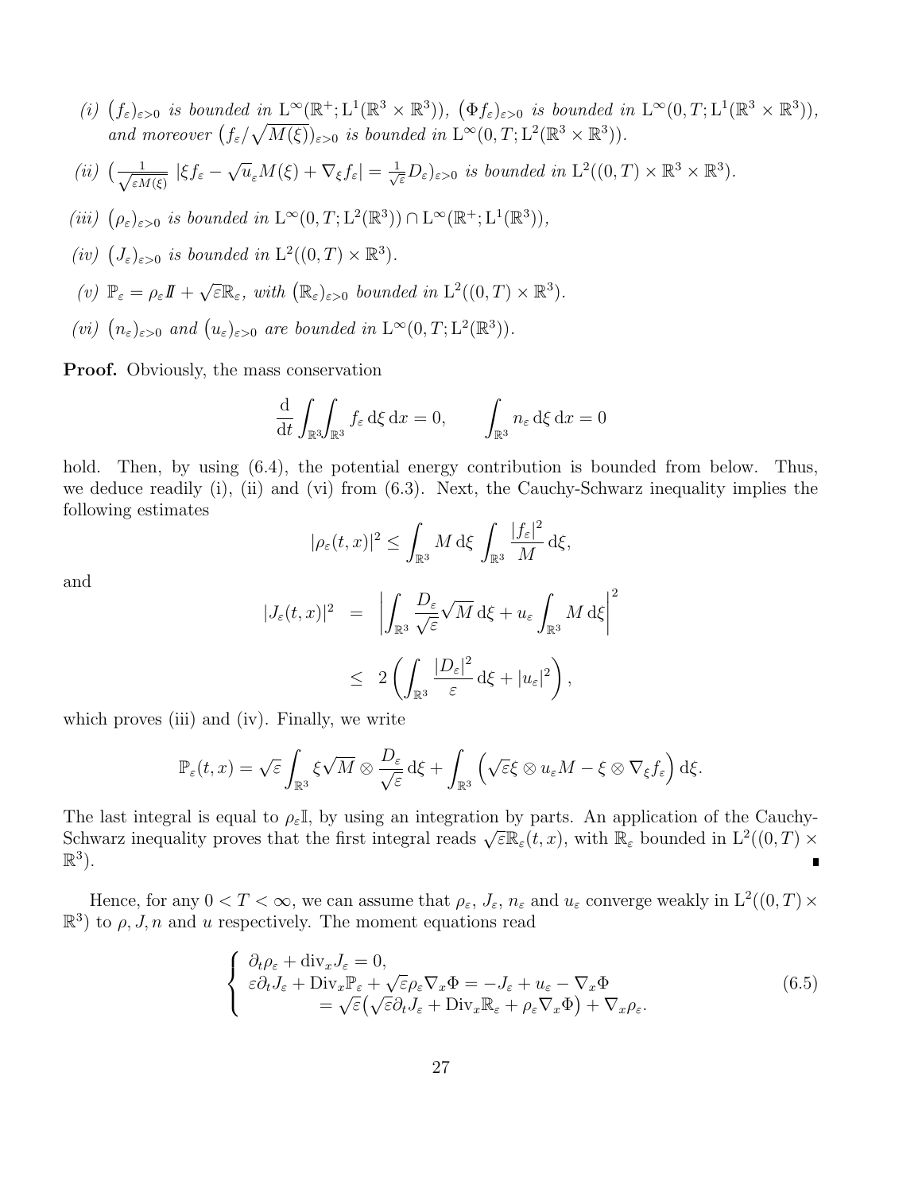*(i)* $\left(f_\varepsilon\right)_{\varepsilon>0}$ *is bounded in* $\mathrm{L}^\infty(\mathbb{R}^+;\mathrm{L}^1(\mathbb{R}^3\times\mathbb{R}^3))$*,* $\left(\Phi f_\varepsilon\right)_{\varepsilon>0}$ *is bounded in* $\mathrm{L}^\infty(0,T;\mathrm{L}^1(\mathbb{R}^3\times\mathbb{R}^3))$*, and moreover* $\left(f_\varepsilon/\sqrt{M(\xi)}\right)_{\varepsilon>0}$ *is bounded in* $\mathrm{L}^\infty(0,T;\mathrm{L}^2(\mathbb{R}^3\times\mathbb{R}^3))$*.*

*(ii)* $\left(\frac{1}{\sqrt{\varepsilon M(\xi)}}\ |\xi f_\varepsilon - \sqrt{u}_\varepsilon M(\xi) + \nabla_\xi f_\varepsilon| = \frac{1}{\sqrt{\varepsilon}}D_\varepsilon\right)_{\varepsilon>0}$ *is bounded in* $\mathrm{L}^2((0,T)\times\mathbb{R}^3\times\mathbb{R}^3)$*.*

*(iii)* $\left(\rho_\varepsilon\right)_{\varepsilon>0}$ *is bounded in* $\mathrm{L}^\infty(0,T;\mathrm{L}^2(\mathbb{R}^3))\cap\mathrm{L}^\infty(\mathbb{R}^+;\mathrm{L}^1(\mathbb{R}^3))$*,*

*(iv)* $\left(J_\varepsilon\right)_{\varepsilon>0}$ *is bounded in* $\mathrm{L}^2((0,T)\times\mathbb{R}^3)$*.*

*(v)* $\mathbb{P}_\varepsilon = \rho_\varepsilon \mathbb{I} + \sqrt{\varepsilon}\mathbb{R}_\varepsilon$*, with* $\left(\mathbb{R}_\varepsilon\right)_{\varepsilon>0}$ *bounded in* $\mathrm{L}^2((0,T)\times\mathbb{R}^3)$*.*

*(vi)* $\left(n_\varepsilon\right)_{\varepsilon>0}$ *and* $\left(u_\varepsilon\right)_{\varepsilon>0}$ *are bounded in* $\mathrm{L}^\infty(0,T;\mathrm{L}^2(\mathbb{R}^3))$*.*

**Proof.** Obviously, the mass conservation

$$\frac{\mathrm{d}}{\mathrm{d}t}\int_{\mathbb{R}^3}\!\!\int_{\mathbb{R}^3} f_\varepsilon\,\mathrm{d}\xi\,\mathrm{d}x = 0, \qquad \int_{\mathbb{R}^3} n_\varepsilon\,\mathrm{d}\xi\,\mathrm{d}x = 0$$

hold. Then, by using (6.4), the potential energy contribution is bounded from below. Thus, we deduce readily (i), (ii) and (vi) from (6.3). Next, the Cauchy-Schwarz inequality implies the following estimates

$$|\rho_\varepsilon(t,x)|^2 \le \int_{\mathbb{R}^3} M\,\mathrm{d}\xi\ \int_{\mathbb{R}^3}\frac{|f_\varepsilon|^2}{M}\,\mathrm{d}\xi,$$

and

$$\begin{aligned}
|J_\varepsilon(t,x)|^2 &= \left|\int_{\mathbb{R}^3}\frac{D_\varepsilon}{\sqrt{\varepsilon}}\sqrt{M}\,\mathrm{d}\xi + u_\varepsilon\int_{\mathbb{R}^3} M\,\mathrm{d}\xi\right|^2 \\
&\le 2\left(\int_{\mathbb{R}^3}\frac{|D_\varepsilon|^2}{\varepsilon}\,\mathrm{d}\xi + |u_\varepsilon|^2\right),
\end{aligned}$$

which proves (iii) and (iv). Finally, we write

$$\mathbb{P}_\varepsilon(t,x) = \sqrt{\varepsilon}\int_{\mathbb{R}^3}\xi\sqrt{M}\otimes\frac{D_\varepsilon}{\sqrt{\varepsilon}}\,\mathrm{d}\xi + \int_{\mathbb{R}^3}\left(\sqrt{\varepsilon}\xi\otimes u_\varepsilon M - \xi\otimes\nabla_\xi f_\varepsilon\right)\mathrm{d}\xi.$$

The last integral is equal to $\rho_\varepsilon\mathbb{I}$, by using an integration by parts. An application of the Cauchy-Schwarz inequality proves that the first integral reads $\sqrt{\varepsilon}\mathbb{R}_\varepsilon(t,x)$, with $\mathbb{R}_\varepsilon$ bounded in $\mathrm{L}^2((0,T)\times\mathbb{R}^3)$. ∎

Hence, for any $0<T<\infty$, we can assume that $\rho_\varepsilon$, $J_\varepsilon$, $n_\varepsilon$ and $u_\varepsilon$ converge weakly in $\mathrm{L}^2((0,T)\times\mathbb{R}^3)$ to $\rho, J, n$ and $u$ respectively. The moment equations read

$$\left\{\begin{array}{l}
\partial_t\rho_\varepsilon + \mathrm{div}_x J_\varepsilon = 0,\\
\varepsilon\partial_t J_\varepsilon + \mathrm{Div}_x\mathbb{P}_\varepsilon + \sqrt{\varepsilon}\rho_\varepsilon\nabla_x\Phi = -J_\varepsilon + u_\varepsilon - \nabla_x\Phi\\
\qquad\qquad = \sqrt{\varepsilon}\big(\sqrt{\varepsilon}\partial_t J_\varepsilon + \mathrm{Div}_x\mathbb{R}_\varepsilon + \rho_\varepsilon\nabla_x\Phi\big) + \nabla_x\rho_\varepsilon.
\end{array}\right. \tag{6.5}$$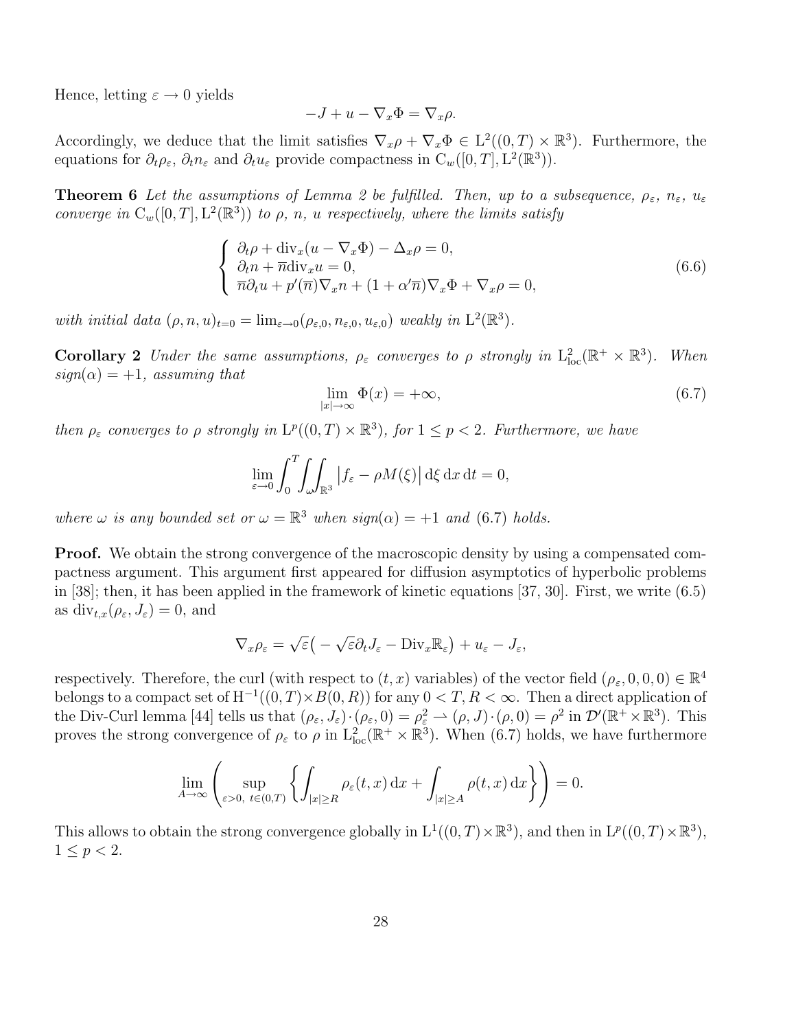Hence, letting $\varepsilon \to 0$ yields

$$-J + u - \nabla_x \Phi = \nabla_x \rho.$$

Accordingly, we deduce that the limit satisfies $\nabla_x \rho + \nabla_x \Phi \in \mathrm{L}^2((0,T) \times \mathbb{R}^3)$. Furthermore, the equations for $\partial_t \rho_\varepsilon$, $\partial_t n_\varepsilon$ and $\partial_t u_\varepsilon$ provide compactness in $\mathrm{C}_w([0,T], \mathrm{L}^2(\mathbb{R}^3))$.

**Theorem 6** *Let the assumptions of Lemma 2 be fulfilled. Then, up to a subsequence, $\rho_\varepsilon$, $n_\varepsilon$, $u_\varepsilon$ converge in $\mathrm{C}_w([0,T], \mathrm{L}^2(\mathbb{R}^3))$ to $\rho$, $n$, $u$ respectively, where the limits satisfy*

$$\left\{ \begin{array}{l} \partial_t \rho + \mathrm{div}_x (u - \nabla_x \Phi) - \Delta_x \rho = 0, \\ \partial_t n + \overline{n} \mathrm{div}_x u = 0, \\ \overline{n} \partial_t u + p'(\overline{n}) \nabla_x n + (1 + \alpha' \overline{n}) \nabla_x \Phi + \nabla_x \rho = 0, \end{array} \right. \tag{6.6}$$

*with initial data $(\rho, n, u)_{t=0} = \lim_{\varepsilon \to 0} (\rho_{\varepsilon,0}, n_{\varepsilon,0}, u_{\varepsilon,0})$ weakly in $\mathrm{L}^2(\mathbb{R}^3)$.*

**Corollary 2** *Under the same assumptions, $\rho_\varepsilon$ converges to $\rho$ strongly in $\mathrm{L}^2_{\mathrm{loc}}(\mathbb{R}^+ \times \mathbb{R}^3)$. When $sign(\alpha) = +1$, assuming that*

$$\lim_{|x| \to \infty} \Phi(x) = +\infty, \tag{6.7}$$

*then $\rho_\varepsilon$ converges to $\rho$ strongly in $\mathrm{L}^p((0,T) \times \mathbb{R}^3)$, for $1 \leq p < 2$. Furthermore, we have*

$$\lim_{\varepsilon \to 0} \int_0^T \iint_{\omega} \int_{\mathbb{R}^3} \big| f_\varepsilon - \rho M(\xi) \big| \, \mathrm{d}\xi \, \mathrm{d}x \, \mathrm{d}t = 0,$$

*where $\omega$ is any bounded set or $\omega = \mathbb{R}^3$ when $sign(\alpha) = +1$ and (6.7) holds.*

**Proof.** We obtain the strong convergence of the macroscopic density by using a compensated compactness argument. This argument first appeared for diffusion asymptotics of hyperbolic problems in [38]; then, it has been applied in the framework of kinetic equations [37, 30]. First, we write (6.5) as $\mathrm{div}_{t,x}(\rho_\varepsilon, J_\varepsilon) = 0$, and

$$\nabla_x \rho_\varepsilon = \sqrt{\varepsilon}\big( - \sqrt{\varepsilon} \partial_t J_\varepsilon - \mathrm{Div}_x \mathbb{R}_\varepsilon \big) + u_\varepsilon - J_\varepsilon,$$

respectively. Therefore, the curl (with respect to $(t,x)$ variables) of the vector field $(\rho_\varepsilon, 0, 0, 0) \in \mathbb{R}^4$ belongs to a compact set of $\mathrm{H}^{-1}((0,T) \times B(0,R))$ for any $0 < T, R < \infty$. Then a direct application of the Div-Curl lemma [44] tells us that $(\rho_\varepsilon, J_\varepsilon) \cdot (\rho_\varepsilon, 0) = \rho_\varepsilon^2 \rightharpoonup (\rho, J) \cdot (\rho, 0) = \rho^2$ in $\mathcal{D}'(\mathbb{R}^+ \times \mathbb{R}^3)$. This proves the strong convergence of $\rho_\varepsilon$ to $\rho$ in $\mathrm{L}^2_{\mathrm{loc}}(\mathbb{R}^+ \times \mathbb{R}^3)$. When (6.7) holds, we have furthermore

$$\lim_{A \to \infty} \left( \sup_{\varepsilon > 0, \ t \in (0,T)} \left\{ \int_{|x| \geq R} \rho_\varepsilon(t,x) \, \mathrm{d}x + \int_{|x| \geq A} \rho(t,x) \, \mathrm{d}x \right\} \right) = 0.$$

This allows to obtain the strong convergence globally in $\mathrm{L}^1((0,T) \times \mathbb{R}^3)$, and then in $\mathrm{L}^p((0,T) \times \mathbb{R}^3)$, $1 \leq p < 2$.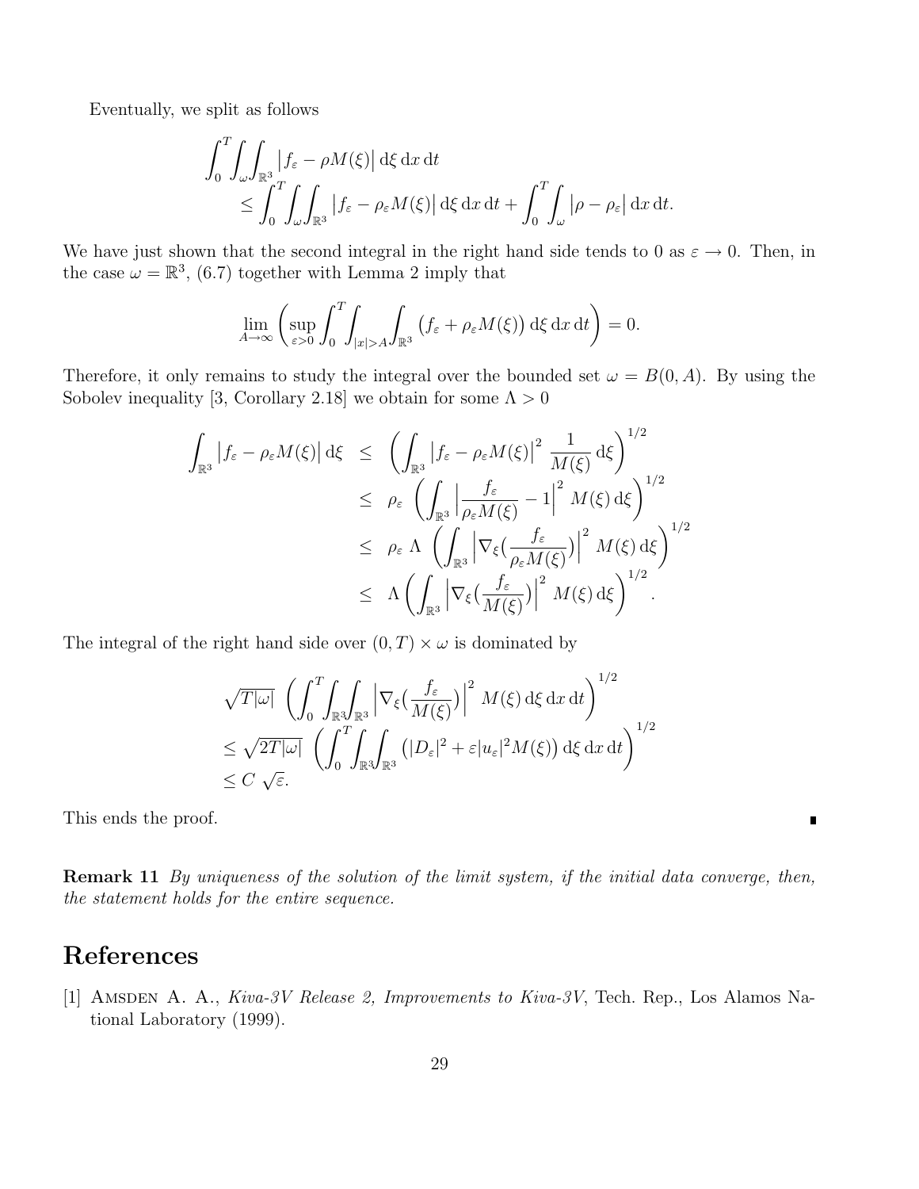Eventually, we split as follows

$$
\begin{aligned}
&\int_0^T\!\!\int_\omega\!\!\int_{\mathbb{R}^3} \big|f_\varepsilon - \rho M(\xi)\big| \,\mathrm{d}\xi \,\mathrm{d}x \,\mathrm{d}t \\
&\qquad \le \int_0^T\!\!\int_\omega\!\!\int_{\mathbb{R}^3} \big|f_\varepsilon - \rho_\varepsilon M(\xi)\big| \,\mathrm{d}\xi \,\mathrm{d}x \,\mathrm{d}t + \int_0^T\!\!\int_\omega \big|\rho - \rho_\varepsilon\big| \,\mathrm{d}x \,\mathrm{d}t.
\end{aligned}
$$

We have just shown that the second integral in the right hand side tends to 0 as $\varepsilon \to 0$. Then, in the case $\omega = \mathbb{R}^3$, (6.7) together with Lemma 2 imply that

$$
\lim_{A\to\infty} \left( \sup_{\varepsilon>0} \int_0^T\!\!\int_{|x|>A}\!\int_{\mathbb{R}^3} \big(f_\varepsilon + \rho_\varepsilon M(\xi)\big) \,\mathrm{d}\xi \,\mathrm{d}x \,\mathrm{d}t \right) = 0.
$$

Therefore, it only remains to study the integral over the bounded set $\omega = B(0, A)$. By using the Sobolev inequality [3, Corollary 2.18] we obtain for some $\Lambda > 0$

$$
\begin{aligned}
\int_{\mathbb{R}^3} \big|f_\varepsilon - \rho_\varepsilon M(\xi)\big| \,\mathrm{d}\xi &\le \left( \int_{\mathbb{R}^3} \big|f_\varepsilon - \rho_\varepsilon M(\xi)\big|^2 \, \frac{1}{M(\xi)} \,\mathrm{d}\xi \right)^{1/2} \\
&\le \rho_\varepsilon \, \left( \int_{\mathbb{R}^3} \Big|\frac{f_\varepsilon}{\rho_\varepsilon M(\xi)} - 1\Big|^2 \, M(\xi) \,\mathrm{d}\xi \right)^{1/2} \\
&\le \rho_\varepsilon \, \Lambda \, \left( \int_{\mathbb{R}^3} \Big|\nabla_\xi\big(\frac{f_\varepsilon}{\rho_\varepsilon M(\xi)}\big)\Big|^2 \, M(\xi) \,\mathrm{d}\xi \right)^{1/2} \\
&\le \Lambda \left( \int_{\mathbb{R}^3} \Big|\nabla_\xi\big(\frac{f_\varepsilon}{M(\xi)}\big)\Big|^2 \, M(\xi) \,\mathrm{d}\xi \right)^{1/2}.
\end{aligned}
$$

The integral of the right hand side over $(0, T) \times \omega$ is dominated by

$$
\begin{aligned}
&\sqrt{T|\omega|} \, \left( \int_0^T\!\!\int_{\mathbb{R}^3}\!\!\int_{\mathbb{R}^3} \Big|\nabla_\xi\big(\frac{f_\varepsilon}{M(\xi)}\big)\Big|^2 \, M(\xi) \,\mathrm{d}\xi \,\mathrm{d}x \,\mathrm{d}t \right)^{1/2} \\
&\le \sqrt{2T|\omega|} \, \left( \int_0^T\!\!\int_{\mathbb{R}^3}\!\!\int_{\mathbb{R}^3} \big(|D_\varepsilon|^2 + \varepsilon |u_\varepsilon|^2 M(\xi)\big) \,\mathrm{d}\xi \,\mathrm{d}x \,\mathrm{d}t \right)^{1/2} \\
&\le C \, \sqrt{\varepsilon}.
\end{aligned}
$$

This ends the proof. ∎

**Remark 11** *By uniqueness of the solution of the limit system, if the initial data converge, then, the statement holds for the entire sequence.*

# References

[1] Amsden A. A., *Kiva-3V Release 2, Improvements to Kiva-3V*, Tech. Rep., Los Alamos National Laboratory (1999).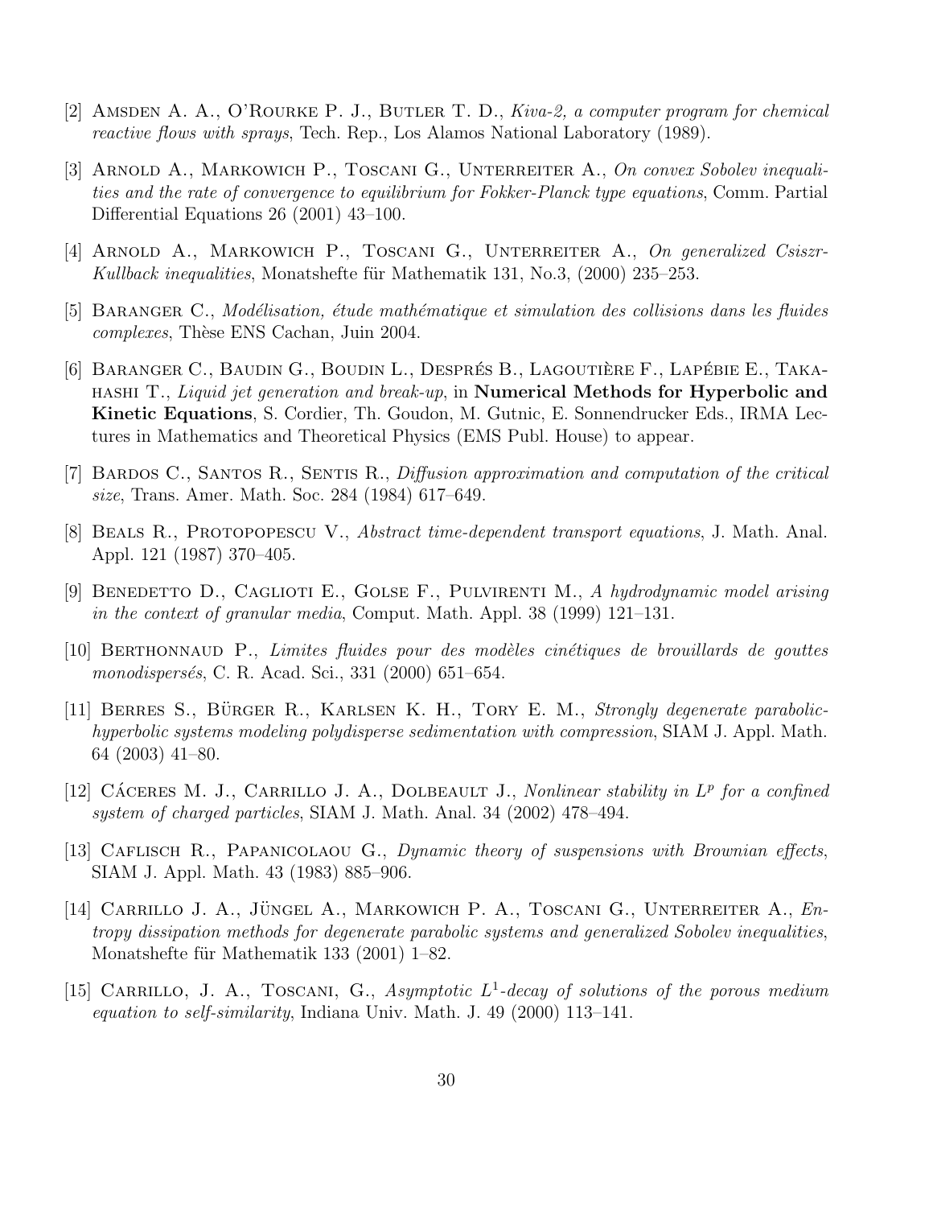[2] Amsden A. A., O'Rourke P. J., Butler T. D., *Kiva-2, a computer program for chemical reactive flows with sprays*, Tech. Rep., Los Alamos National Laboratory (1989).

[3] Arnold A., Markowich P., Toscani G., Unterreiter A., *On convex Sobolev inequalities and the rate of convergence to equilibrium for Fokker-Planck type equations*, Comm. Partial Differential Equations 26 (2001) 43–100.

[4] Arnold A., Markowich P., Toscani G., Unterreiter A., *On generalized Csiszr-Kullback inequalities*, Monatshefte für Mathematik 131, No.3, (2000) 235–253.

[5] Baranger C., *Modélisation, étude mathématique et simulation des collisions dans les fluides complexes*, Thèse ENS Cachan, Juin 2004.

[6] Baranger C., Baudin G., Boudin L., Després B., Lagoutière F., Lapébie E., Takahashi T., *Liquid jet generation and break-up*, in **Numerical Methods for Hyperbolic and Kinetic Equations**, S. Cordier, Th. Goudon, M. Gutnic, E. Sonnendrucker Eds., IRMA Lectures in Mathematics and Theoretical Physics (EMS Publ. House) to appear.

[7] Bardos C., Santos R., Sentis R., *Diffusion approximation and computation of the critical size*, Trans. Amer. Math. Soc. 284 (1984) 617–649.

[8] Beals R., Protopopescu V., *Abstract time-dependent transport equations*, J. Math. Anal. Appl. 121 (1987) 370–405.

[9] Benedetto D., Caglioti E., Golse F., Pulvirenti M., *A hydrodynamic model arising in the context of granular media*, Comput. Math. Appl. 38 (1999) 121–131.

[10] Berthonnaud P., *Limites fluides pour des modèles cinétiques de brouillards de gouttes monodispersés*, C. R. Acad. Sci., 331 (2000) 651–654.

[11] Berres S., Bürger R., Karlsen K. H., Tory E. M., *Strongly degenerate parabolic-hyperbolic systems modeling polydisperse sedimentation with compression*, SIAM J. Appl. Math. 64 (2003) 41–80.

[12] Cáceres M. J., Carrillo J. A., Dolbeault J., *Nonlinear stability in $L^p$ for a confined system of charged particles*, SIAM J. Math. Anal. 34 (2002) 478–494.

[13] Caflisch R., Papanicolaou G., *Dynamic theory of suspensions with Brownian effects*, SIAM J. Appl. Math. 43 (1983) 885–906.

[14] Carrillo J. A., Jüngel A., Markowich P. A., Toscani G., Unterreiter A., *Entropy dissipation methods for degenerate parabolic systems and generalized Sobolev inequalities*, Monatshefte für Mathematik 133 (2001) 1–82.

[15] Carrillo, J. A., Toscani, G., *Asymptotic $L^1$-decay of solutions of the porous medium equation to self-similarity*, Indiana Univ. Math. J. 49 (2000) 113–141.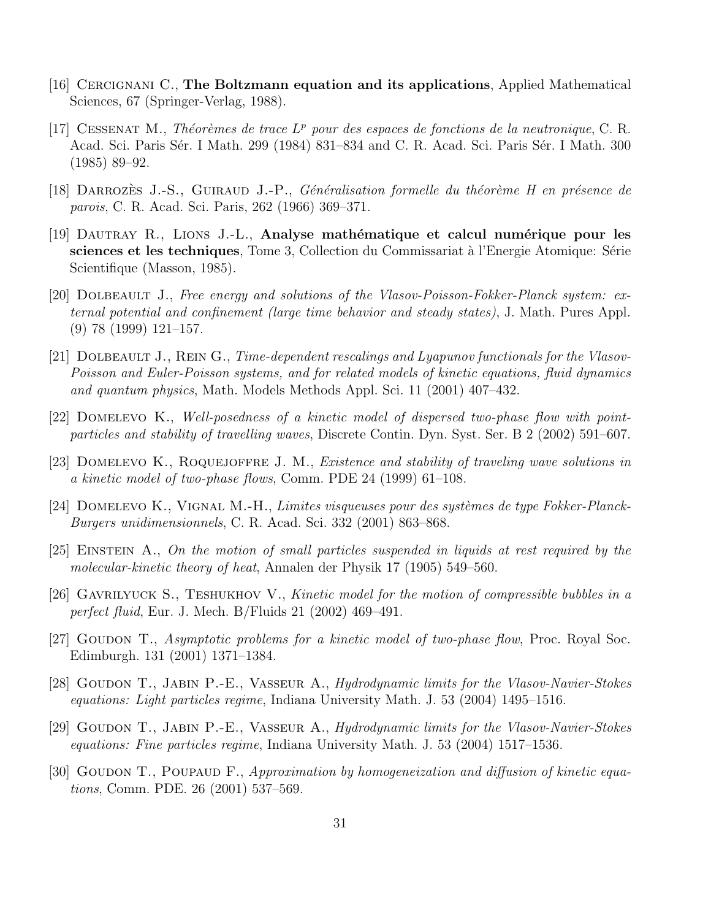[16] Cercignani C., **The Boltzmann equation and its applications**, Applied Mathematical Sciences, 67 (Springer-Verlag, 1988).

[17] Cessenat M., *Théorèmes de trace $L^p$ pour des espaces de fonctions de la neutronique*, C. R. Acad. Sci. Paris Sér. I Math. 299 (1984) 831–834 and C. R. Acad. Sci. Paris Sér. I Math. 300 (1985) 89–92.

[18] Darrozès J.-S., Guiraud J.-P., *Généralisation formelle du théorème H en présence de parois*, C. R. Acad. Sci. Paris, 262 (1966) 369–371.

[19] Dautray R., Lions J.-L., **Analyse mathématique et calcul numérique pour les sciences et les techniques**, Tome 3, Collection du Commissariat à l'Energie Atomique: Série Scientifique (Masson, 1985).

[20] Dolbeault J., *Free energy and solutions of the Vlasov-Poisson-Fokker-Planck system: external potential and confinement (large time behavior and steady states)*, J. Math. Pures Appl. (9) 78 (1999) 121–157.

[21] Dolbeault J., Rein G., *Time-dependent rescalings and Lyapunov functionals for the Vlasov-Poisson and Euler-Poisson systems, and for related models of kinetic equations, fluid dynamics and quantum physics*, Math. Models Methods Appl. Sci. 11 (2001) 407–432.

[22] Domelevo K., *Well-posedness of a kinetic model of dispersed two-phase flow with point-particles and stability of travelling waves*, Discrete Contin. Dyn. Syst. Ser. B 2 (2002) 591–607.

[23] Domelevo K., Roquejoffre J. M., *Existence and stability of traveling wave solutions in a kinetic model of two-phase flows*, Comm. PDE 24 (1999) 61–108.

[24] Domelevo K., Vignal M.-H., *Limites visqueuses pour des systèmes de type Fokker-Planck-Burgers unidimensionnels*, C. R. Acad. Sci. 332 (2001) 863–868.

[25] Einstein A., *On the motion of small particles suspended in liquids at rest required by the molecular-kinetic theory of heat*, Annalen der Physik 17 (1905) 549–560.

[26] Gavrilyuck S., Teshukhov V., *Kinetic model for the motion of compressible bubbles in a perfect fluid*, Eur. J. Mech. B/Fluids 21 (2002) 469–491.

[27] Goudon T., *Asymptotic problems for a kinetic model of two-phase flow*, Proc. Royal Soc. Edimburgh. 131 (2001) 1371–1384.

[28] Goudon T., Jabin P.-E., Vasseur A., *Hydrodynamic limits for the Vlasov-Navier-Stokes equations: Light particles regime*, Indiana University Math. J. 53 (2004) 1495–1516.

[29] Goudon T., Jabin P.-E., Vasseur A., *Hydrodynamic limits for the Vlasov-Navier-Stokes equations: Fine particles regime*, Indiana University Math. J. 53 (2004) 1517–1536.

[30] Goudon T., Poupaud F., *Approximation by homogeneization and diffusion of kinetic equations*, Comm. PDE. 26 (2001) 537–569.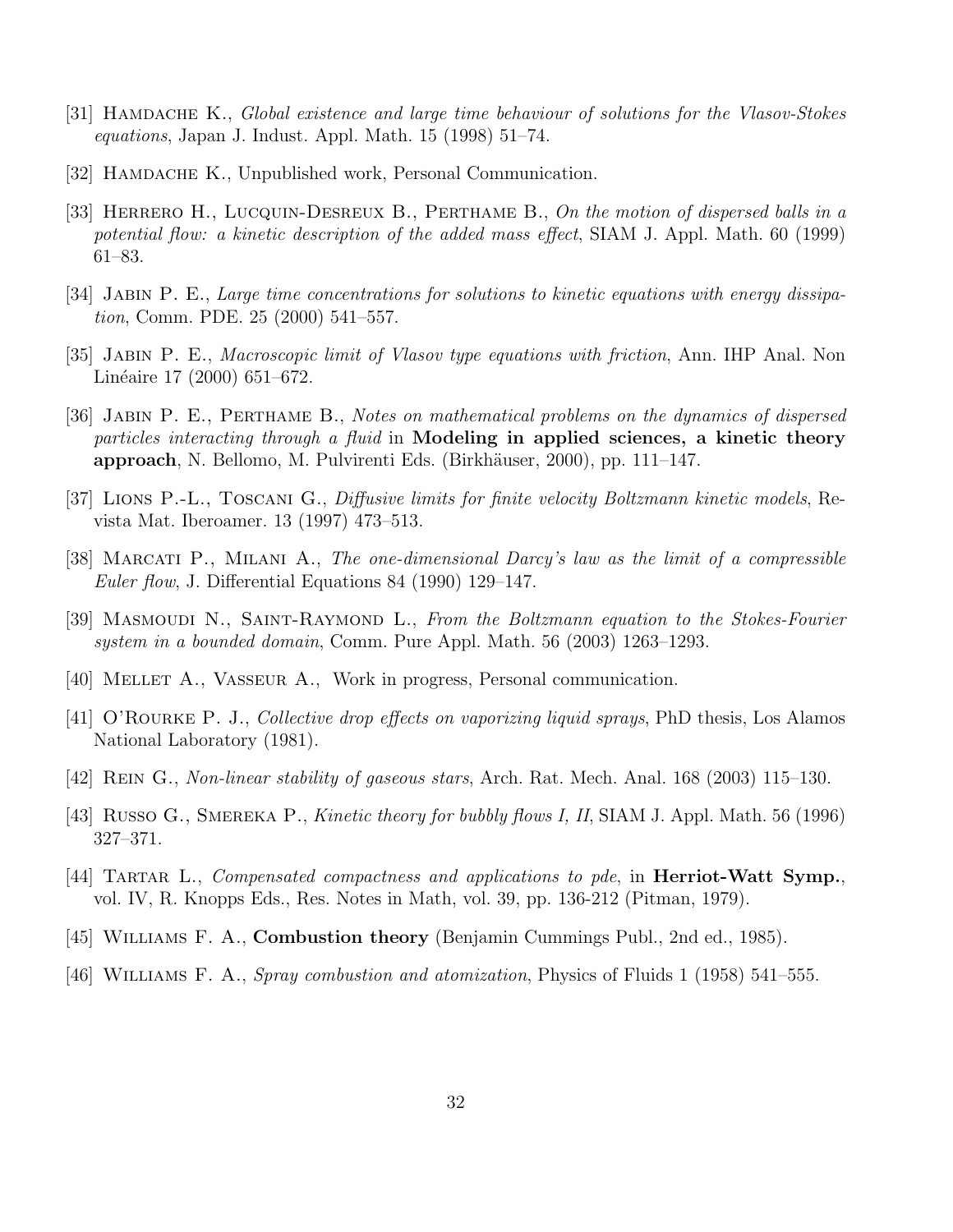[31] Hamdache K., *Global existence and large time behaviour of solutions for the Vlasov-Stokes equations*, Japan J. Indust. Appl. Math. 15 (1998) 51–74.

[32] Hamdache K., Unpublished work, Personal Communication.

[33] Herrero H., Lucquin-Desreux B., Perthame B., *On the motion of dispersed balls in a potential flow: a kinetic description of the added mass effect*, SIAM J. Appl. Math. 60 (1999) 61–83.

[34] Jabin P. E., *Large time concentrations for solutions to kinetic equations with energy dissipation*, Comm. PDE. 25 (2000) 541–557.

[35] Jabin P. E., *Macroscopic limit of Vlasov type equations with friction*, Ann. IHP Anal. Non Linéaire 17 (2000) 651–672.

[36] Jabin P. E., Perthame B., *Notes on mathematical problems on the dynamics of dispersed particles interacting through a fluid* in **Modeling in applied sciences, a kinetic theory approach**, N. Bellomo, M. Pulvirenti Eds. (Birkhäuser, 2000), pp. 111–147.

[37] Lions P.-L., Toscani G., *Diffusive limits for finite velocity Boltzmann kinetic models*, Revista Mat. Iberoamer. 13 (1997) 473–513.

[38] Marcati P., Milani A., *The one-dimensional Darcy's law as the limit of a compressible Euler flow*, J. Differential Equations 84 (1990) 129–147.

[39] Masmoudi N., Saint-Raymond L., *From the Boltzmann equation to the Stokes-Fourier system in a bounded domain*, Comm. Pure Appl. Math. 56 (2003) 1263–1293.

[40] Mellet A., Vasseur A., Work in progress, Personal communication.

[41] O'Rourke P. J., *Collective drop effects on vaporizing liquid sprays*, PhD thesis, Los Alamos National Laboratory (1981).

[42] Rein G., *Non-linear stability of gaseous stars*, Arch. Rat. Mech. Anal. 168 (2003) 115–130.

[43] Russo G., Smereka P., *Kinetic theory for bubbly flows I, II*, SIAM J. Appl. Math. 56 (1996) 327–371.

[44] Tartar L., *Compensated compactness and applications to pde*, in **Herriot-Watt Symp.**, vol. IV, R. Knopps Eds., Res. Notes in Math, vol. 39, pp. 136-212 (Pitman, 1979).

[45] Williams F. A., **Combustion theory** (Benjamin Cummings Publ., 2nd ed., 1985).

[46] Williams F. A., *Spray combustion and atomization*, Physics of Fluids 1 (1958) 541–555.